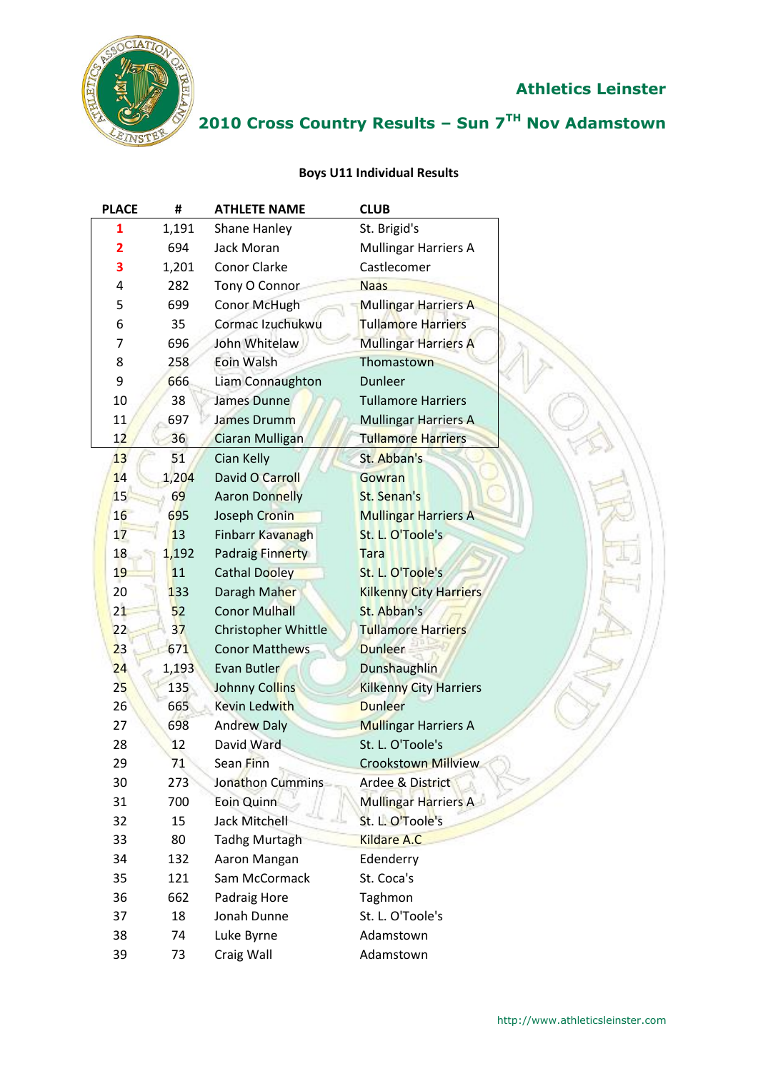## Athletics Leinster

## 2010 Cross Country Results – Sun 7TH Nov Adamstown

### Boys U11 Individual Results

| PLACE | # | ATHLETE NAME | CLUB |
|---|---|---|---|
| 1 | 1,191 | Shane Hanley | St. Brigid's |
| 2 | 694 | Jack Moran | Mullingar Harriers A |
| 3 | 1,201 | Conor Clarke | Castlecomer |
| 4 | 282 | Tony O Connor | Naas |
| 5 | 699 | Conor McHugh | Mullingar Harriers A |
| 6 | 35 | Cormac Izuchukwu | Tullamore Harriers |
| 7 | 696 | John Whitelaw | Mullingar Harriers A |
| 8 | 258 | Eoin Walsh | Thomastown |
| 9 | 666 | Liam Connaughton | Dunleer |
| 10 | 38 | James Dunne | Tullamore Harriers |
| 11 | 697 | James Drumm | Mullingar Harriers A |
| 12 | 36 | Ciaran Mulligan | Tullamore Harriers |
| 13 | 51 | Cian Kelly | St. Abban's |
| 14 | 1,204 | David O Carroll | Gowran |
| 15 | 69 | Aaron Donnelly | St. Senan's |
| 16 | 695 | Joseph Cronin | Mullingar Harriers A |
| 17 | 13 | Finbarr Kavanagh | St. L. O'Toole's |
| 18 | 1,192 | Padraig Finnerty | Tara |
| 19 | 11 | Cathal Dooley | St. L. O'Toole's |
| 20 | 133 | Daragh Maher | Kilkenny City Harriers |
| 21 | 52 | Conor Mulhall | St. Abban's |
| 22 | 37 | Christopher Whittle | Tullamore Harriers |
| 23 | 671 | Conor Matthews | Dunleer |
| 24 | 1,193 | Evan Butler | Dunshaughlin |
| 25 | 135 | Johnny Collins | Kilkenny City Harriers |
| 26 | 665 | Kevin Ledwith | Dunleer |
| 27 | 698 | Andrew Daly | Mullingar Harriers A |
| 28 | 12 | David Ward | St. L. O'Toole's |
| 29 | 71 | Sean Finn | Crookstown Millview |
| 30 | 273 | Jonathon Cummins | Ardee & District |
| 31 | 700 | Eoin Quinn | Mullingar Harriers A |
| 32 | 15 | Jack Mitchell | St. L. O'Toole's |
| 33 | 80 | Tadhg Murtagh | Kildare A.C |
| 34 | 132 | Aaron Mangan | Edenderry |
| 35 | 121 | Sam McCormack | St. Coca's |
| 36 | 662 | Padraig Hore | Taghmon |
| 37 | 18 | Jonah Dunne | St. L. O'Toole's |
| 38 | 74 | Luke Byrne | Adamstown |
| 39 | 73 | Craig Wall | Adamstown |

http://www.athleticsleinster.com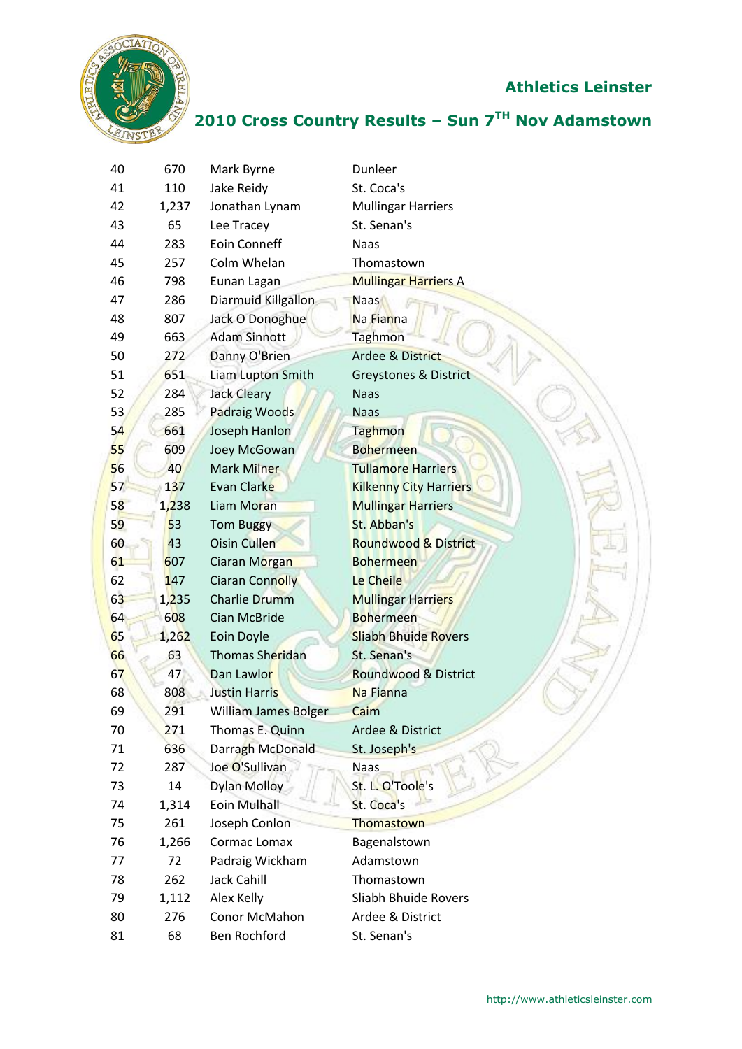# Athletics Leinster

## 2010 Cross Country Results – Sun 7TH Nov Adamstown

| | | | |
|---|---|---|---|
| 40 | 670 | Mark Byrne | Dunleer |
| 41 | 110 | Jake Reidy | St. Coca's |
| 42 | 1,237 | Jonathan Lynam | Mullingar Harriers |
| 43 | 65 | Lee Tracey | St. Senan's |
| 44 | 283 | Eoin Conneff | Naas |
| 45 | 257 | Colm Whelan | Thomastown |
| 46 | 798 | Eunan Lagan | Mullingar Harriers A |
| 47 | 286 | Diarmuid Killgallon | Naas |
| 48 | 807 | Jack O Donoghue | Na Fianna |
| 49 | 663 | Adam Sinnott | Taghmon |
| 50 | 272 | Danny O'Brien | Ardee & District |
| 51 | 651 | Liam Lupton Smith | Greystones & District |
| 52 | 284 | Jack Cleary | Naas |
| 53 | 285 | Padraig Woods | Naas |
| 54 | 661 | Joseph Hanlon | Taghmon |
| 55 | 609 | Joey McGowan | Bohermeen |
| 56 | 40 | Mark Milner | Tullamore Harriers |
| 57 | 137 | Evan Clarke | Kilkenny City Harriers |
| 58 | 1,238 | Liam Moran | Mullingar Harriers |
| 59 | 53 | Tom Buggy | St. Abban's |
| 60 | 43 | Oisin Cullen | Roundwood & District |
| 61 | 607 | Ciaran Morgan | Bohermeen |
| 62 | 147 | Ciaran Connolly | Le Cheile |
| 63 | 1,235 | Charlie Drumm | Mullingar Harriers |
| 64 | 608 | Cian McBride | Bohermeen |
| 65 | 1,262 | Eoin Doyle | Sliabh Bhuide Rovers |
| 66 | 63 | Thomas Sheridan | St. Senan's |
| 67 | 47 | Dan Lawlor | Roundwood & District |
| 68 | 808 | Justin Harris | Na Fianna |
| 69 | 291 | William James Bolger | Caim |
| 70 | 271 | Thomas E. Quinn | Ardee & District |
| 71 | 636 | Darragh McDonald | St. Joseph's |
| 72 | 287 | Joe O'Sullivan | Naas |
| 73 | 14 | Dylan Molloy | St. L. O'Toole's |
| 74 | 1,314 | Eoin Mulhall | St. Coca's |
| 75 | 261 | Joseph Conlon | Thomastown |
| 76 | 1,266 | Cormac Lomax | Bagenalstown |
| 77 | 72 | Padraig Wickham | Adamstown |
| 78 | 262 | Jack Cahill | Thomastown |
| 79 | 1,112 | Alex Kelly | Sliabh Bhuide Rovers |
| 80 | 276 | Conor McMahon | Ardee & District |
| 81 | 68 | Ben Rochford | St. Senan's |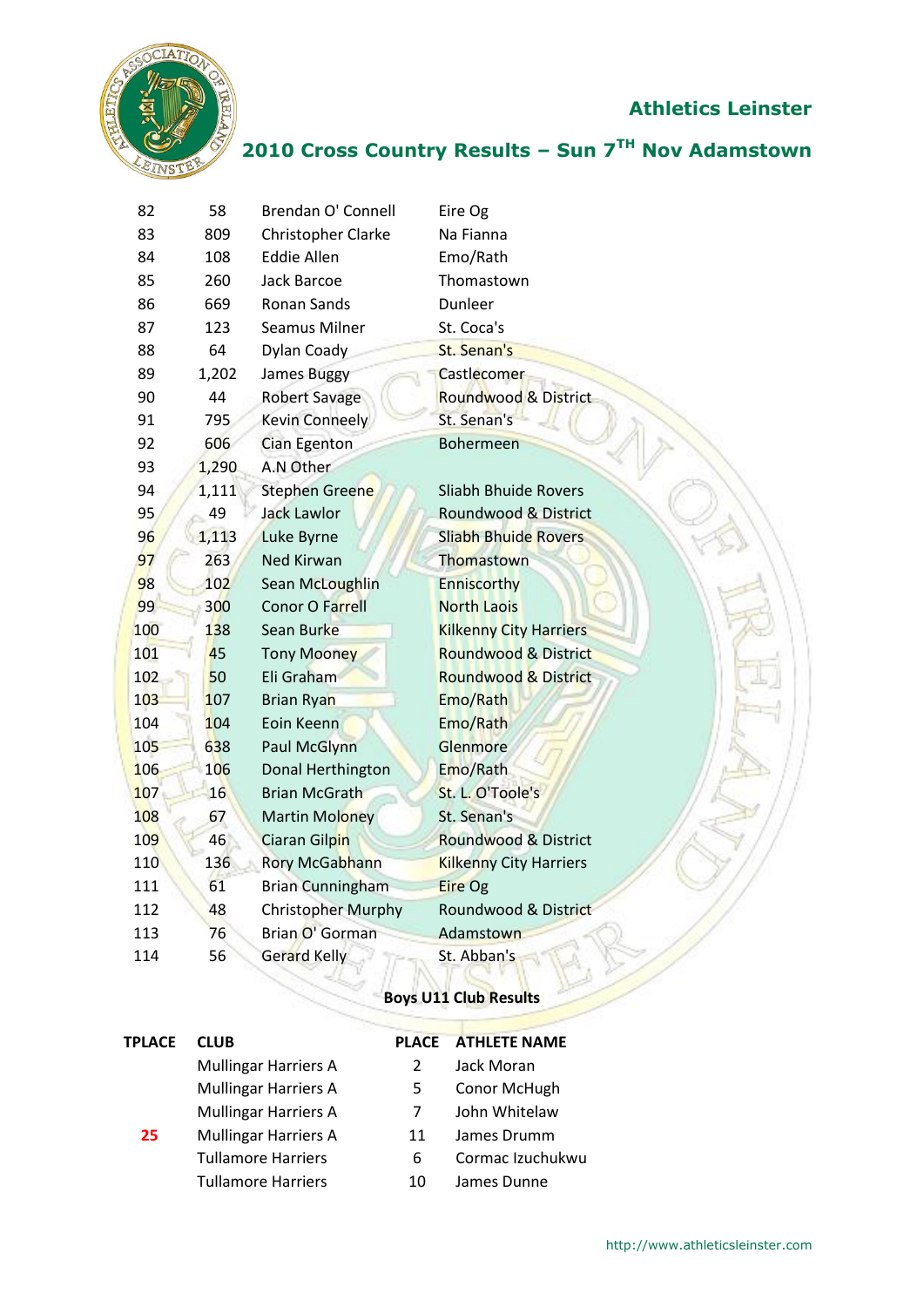## Athletics Leinster

## 2010 Cross Country Results – Sun 7TH Nov Adamstown

| | | | |
|---|---|---|---|
| 82 | 58 | Brendan O' Connell | Eire Og |
| 83 | 809 | Christopher Clarke | Na Fianna |
| 84 | 108 | Eddie Allen | Emo/Rath |
| 85 | 260 | Jack Barcoe | Thomastown |
| 86 | 669 | Ronan Sands | Dunleer |
| 87 | 123 | Seamus Milner | St. Coca's |
| 88 | 64 | Dylan Coady | St. Senan's |
| 89 | 1,202 | James Buggy | Castlecomer |
| 90 | 44 | Robert Savage | Roundwood & District |
| 91 | 795 | Kevin Conneely | St. Senan's |
| 92 | 606 | Cian Egenton | Bohermeen |
| 93 | 1,290 | A.N Other | |
| 94 | 1,111 | Stephen Greene | Sliabh Bhuide Rovers |
| 95 | 49 | Jack Lawlor | Roundwood & District |
| 96 | 1,113 | Luke Byrne | Sliabh Bhuide Rovers |
| 97 | 263 | Ned Kirwan | Thomastown |
| 98 | 102 | Sean McLoughlin | Enniscorthy |
| 99 | 300 | Conor O Farrell | North Laois |
| 100 | 138 | Sean Burke | Kilkenny City Harriers |
| 101 | 45 | Tony Mooney | Roundwood & District |
| 102 | 50 | Eli Graham | Roundwood & District |
| 103 | 107 | Brian Ryan | Emo/Rath |
| 104 | 104 | Eoin Keenn | Emo/Rath |
| 105 | 638 | Paul McGlynn | Glenmore |
| 106 | 106 | Donal Herthington | Emo/Rath |
| 107 | 16 | Brian McGrath | St. L. O'Toole's |
| 108 | 67 | Martin Moloney | St. Senan's |
| 109 | 46 | Ciaran Gilpin | Roundwood & District |
| 110 | 136 | Rory McGabhann | Kilkenny City Harriers |
| 111 | 61 | Brian Cunningham | Eire Og |
| 112 | 48 | Christopher Murphy | Roundwood & District |
| 113 | 76 | Brian O' Gorman | Adamstown |
| 114 | 56 | Gerard Kelly | St. Abban's |

**Boys U11 Club Results**

| TPLACE | CLUB | PLACE | ATHLETE NAME |
|---|---|---|---|
| | Mullingar Harriers A | 2 | Jack Moran |
| | Mullingar Harriers A | 5 | Conor McHugh |
| | Mullingar Harriers A | 7 | John Whitelaw |
| 25 | Mullingar Harriers A | 11 | James Drumm |
| | Tullamore Harriers | 6 | Cormac Izuchukwu |
| | Tullamore Harriers | 10 | James Dunne |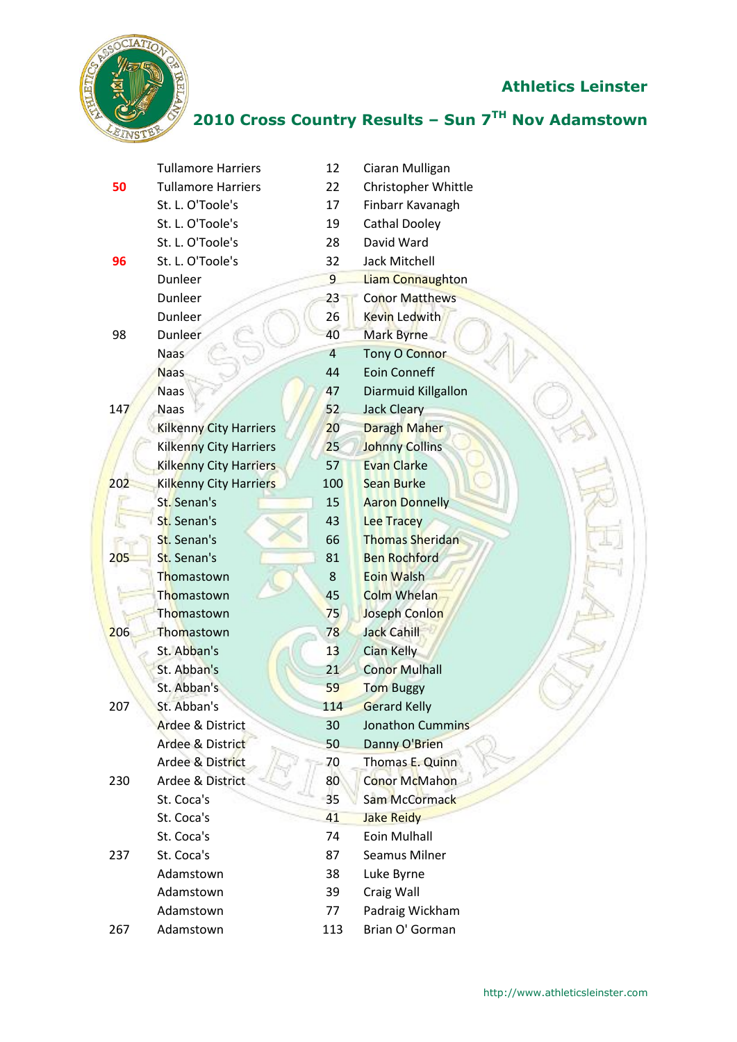## Athletics Leinster

## 2010 Cross Country Results – Sun 7TH Nov Adamstown

| | | | |
|---|---|---|---|
| | Tullamore Harriers | 12 | Ciaran Mulligan |
| 50 | Tullamore Harriers | 22 | Christopher Whittle |
| | St. L. O'Toole's | 17 | Finbarr Kavanagh |
| | St. L. O'Toole's | 19 | Cathal Dooley |
| | St. L. O'Toole's | 28 | David Ward |
| 96 | St. L. O'Toole's | 32 | Jack Mitchell |
| | Dunleer | 9 | Liam Connaughton |
| | Dunleer | 23 | Conor Matthews |
| | Dunleer | 26 | Kevin Ledwith |
| 98 | Dunleer | 40 | Mark Byrne |
| | Naas | 4 | Tony O Connor |
| | Naas | 44 | Eoin Conneff |
| | Naas | 47 | Diarmuid Killgallon |
| 147 | Naas | 52 | Jack Cleary |
| | Kilkenny City Harriers | 20 | Daragh Maher |
| | Kilkenny City Harriers | 25 | Johnny Collins |
| | Kilkenny City Harriers | 57 | Evan Clarke |
| 202 | Kilkenny City Harriers | 100 | Sean Burke |
| | St. Senan's | 15 | Aaron Donnelly |
| | St. Senan's | 43 | Lee Tracey |
| | St. Senan's | 66 | Thomas Sheridan |
| 205 | St. Senan's | 81 | Ben Rochford |
| | Thomastown | 8 | Eoin Walsh |
| | Thomastown | 45 | Colm Whelan |
| | Thomastown | 75 | Joseph Conlon |
| 206 | Thomastown | 78 | Jack Cahill |
| | St. Abban's | 13 | Cian Kelly |
| | St. Abban's | 21 | Conor Mulhall |
| | St. Abban's | 59 | Tom Buggy |
| 207 | St. Abban's | 114 | Gerard Kelly |
| | Ardee & District | 30 | Jonathon Cummins |
| | Ardee & District | 50 | Danny O'Brien |
| | Ardee & District | 70 | Thomas E. Quinn |
| 230 | Ardee & District | 80 | Conor McMahon |
| | St. Coca's | 35 | Sam McCormack |
| | St. Coca's | 41 | Jake Reidy |
| | St. Coca's | 74 | Eoin Mulhall |
| 237 | St. Coca's | 87 | Seamus Milner |
| | Adamstown | 38 | Luke Byrne |
| | Adamstown | 39 | Craig Wall |
| | Adamstown | 77 | Padraig Wickham |
| 267 | Adamstown | 113 | Brian O' Gorman |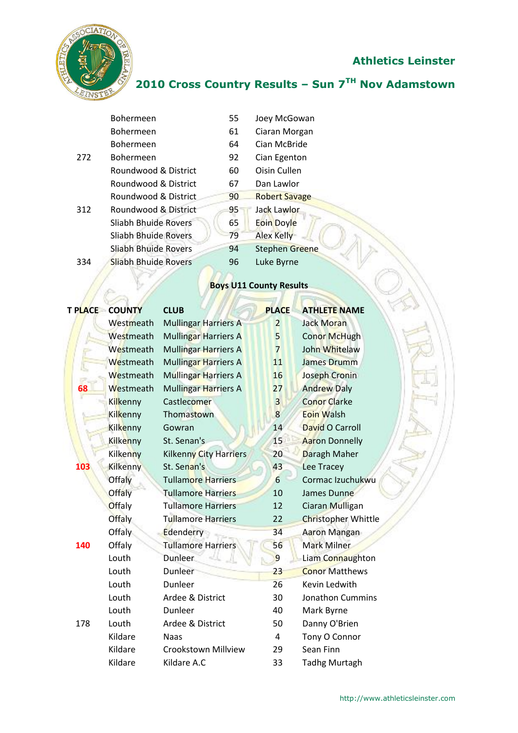## Athletics Leinster

## 2010 Cross Country Results – Sun 7TH Nov Adamstown

| | | | |
|---|---|---|---|
| | Bohermeen | 55 | Joey McGowan |
| | Bohermeen | 61 | Ciaran Morgan |
| | Bohermeen | 64 | Cian McBride |
| 272 | Bohermeen | 92 | Cian Egenton |
| | Roundwood & District | 60 | Oisin Cullen |
| | Roundwood & District | 67 | Dan Lawlor |
| | Roundwood & District | 90 | Robert Savage |
| 312 | Roundwood & District | 95 | Jack Lawlor |
| | Sliabh Bhuide Rovers | 65 | Eoin Doyle |
| | Sliabh Bhuide Rovers | 79 | Alex Kelly |
| | Sliabh Bhuide Rovers | 94 | Stephen Greene |
| 334 | Sliabh Bhuide Rovers | 96 | Luke Byrne |

**Boys U11 County Results**

| T PLACE | COUNTY | CLUB | PLACE | ATHLETE NAME |
|---|---|---|---|---|
| | Westmeath | Mullingar Harriers A | 2 | Jack Moran |
| | Westmeath | Mullingar Harriers A | 5 | Conor McHugh |
| | Westmeath | Mullingar Harriers A | 7 | John Whitelaw |
| | Westmeath | Mullingar Harriers A | 11 | James Drumm |
| | Westmeath | Mullingar Harriers A | 16 | Joseph Cronin |
| 68 | Westmeath | Mullingar Harriers A | 27 | Andrew Daly |
| | Kilkenny | Castlecomer | 3 | Conor Clarke |
| | Kilkenny | Thomastown | 8 | Eoin Walsh |
| | Kilkenny | Gowran | 14 | David O Carroll |
| | Kilkenny | St. Senan's | 15 | Aaron Donnelly |
| | Kilkenny | Kilkenny City Harriers | 20 | Daragh Maher |
| 103 | Kilkenny | St. Senan's | 43 | Lee Tracey |
| | Offaly | Tullamore Harriers | 6 | Cormac Izuchukwu |
| | Offaly | Tullamore Harriers | 10 | James Dunne |
| | Offaly | Tullamore Harriers | 12 | Ciaran Mulligan |
| | Offaly | Tullamore Harriers | 22 | Christopher Whittle |
| | Offaly | Edenderry | 34 | Aaron Mangan |
| 140 | Offaly | Tullamore Harriers | 56 | Mark Milner |
| | Louth | Dunleer | 9 | Liam Connaughton |
| | Louth | Dunleer | 23 | Conor Matthews |
| | Louth | Dunleer | 26 | Kevin Ledwith |
| | Louth | Ardee & District | 30 | Jonathon Cummins |
| | Louth | Dunleer | 40 | Mark Byrne |
| 178 | Louth | Ardee & District | 50 | Danny O'Brien |
| | Kildare | Naas | 4 | Tony O Connor |
| | Kildare | Crookstown Millview | 29 | Sean Finn |
| | Kildare | Kildare A.C | 33 | Tadhg Murtagh |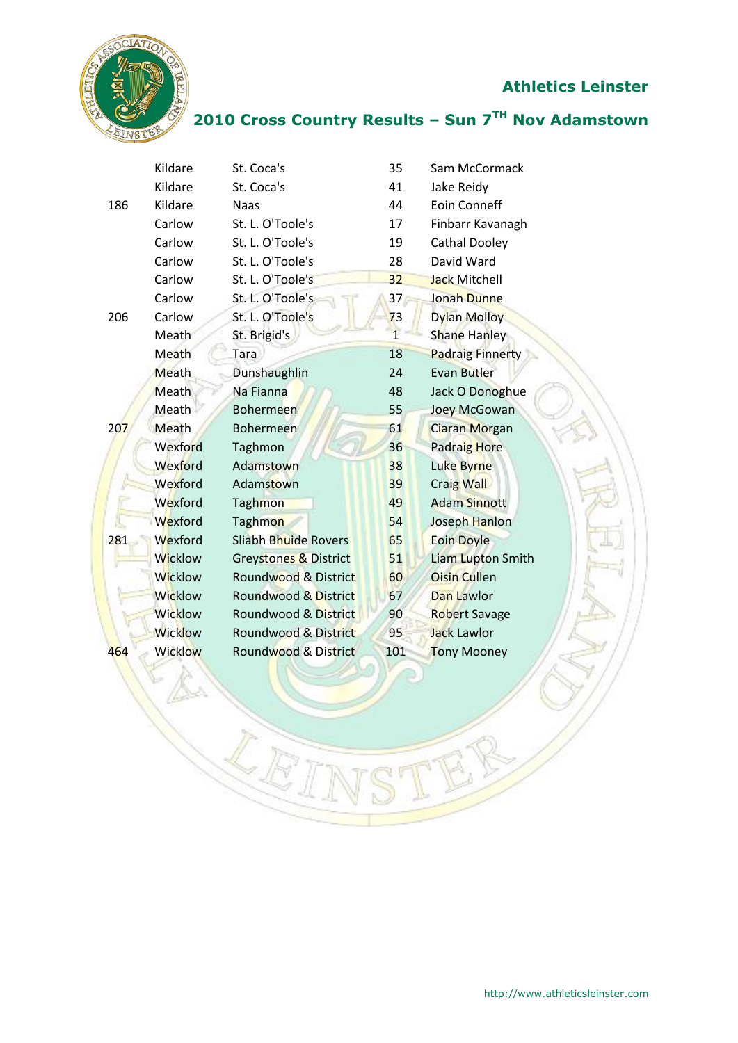## Athletics Leinster

## 2010 Cross Country Results – Sun 7TH Nov Adamstown

| | | | | |
|---|---|---|---|---|
| | Kildare | St. Coca's | 35 | Sam McCormack |
| | Kildare | St. Coca's | 41 | Jake Reidy |
| 186 | Kildare | Naas | 44 | Eoin Conneff |
| | Carlow | St. L. O'Toole's | 17 | Finbarr Kavanagh |
| | Carlow | St. L. O'Toole's | 19 | Cathal Dooley |
| | Carlow | St. L. O'Toole's | 28 | David Ward |
| | Carlow | St. L. O'Toole's | 32 | Jack Mitchell |
| | Carlow | St. L. O'Toole's | 37 | Jonah Dunne |
| 206 | Carlow | St. L. O'Toole's | 73 | Dylan Molloy |
| | Meath | St. Brigid's | 1 | Shane Hanley |
| | Meath | Tara | 18 | Padraig Finnerty |
| | Meath | Dunshaughlin | 24 | Evan Butler |
| | Meath | Na Fianna | 48 | Jack O Donoghue |
| | Meath | Bohermeen | 55 | Joey McGowan |
| 207 | Meath | Bohermeen | 61 | Ciaran Morgan |
| | Wexford | Taghmon | 36 | Padraig Hore |
| | Wexford | Adamstown | 38 | Luke Byrne |
| | Wexford | Adamstown | 39 | Craig Wall |
| | Wexford | Taghmon | 49 | Adam Sinnott |
| | Wexford | Taghmon | 54 | Joseph Hanlon |
| 281 | Wexford | Sliabh Bhuide Rovers | 65 | Eoin Doyle |
| | Wicklow | Greystones & District | 51 | Liam Lupton Smith |
| | Wicklow | Roundwood & District | 60 | Oisin Cullen |
| | Wicklow | Roundwood & District | 67 | Dan Lawlor |
| | Wicklow | Roundwood & District | 90 | Robert Savage |
| | Wicklow | Roundwood & District | 95 | Jack Lawlor |
| 464 | Wicklow | Roundwood & District | 101 | Tony Mooney |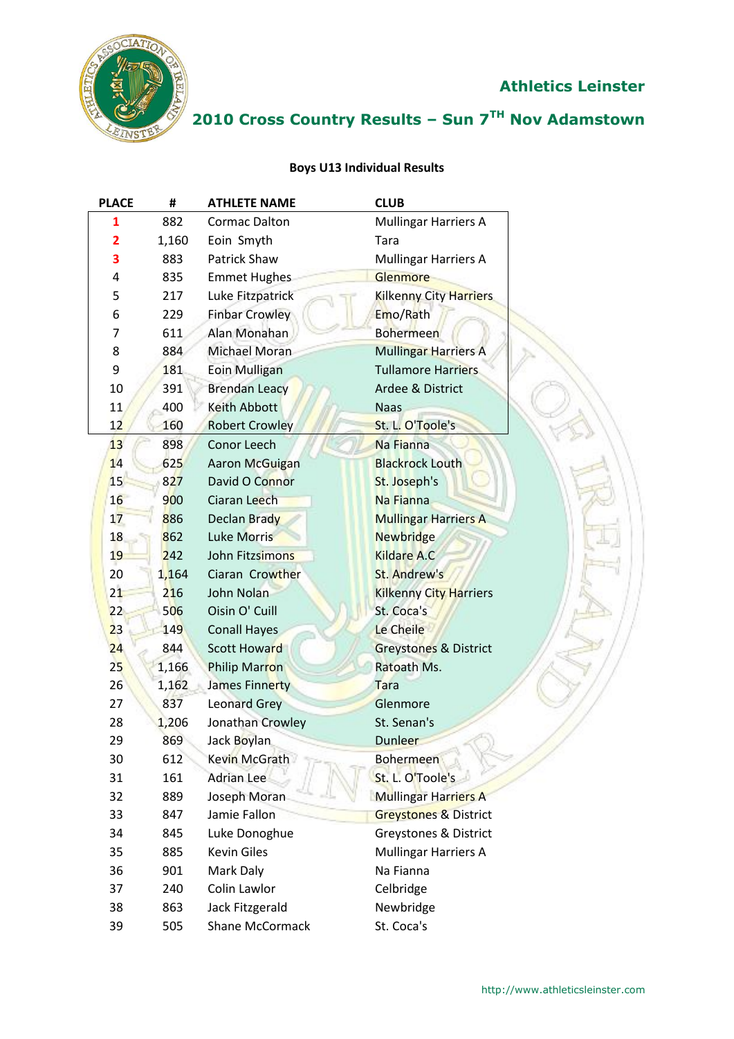## Athletics Leinster

## 2010 Cross Country Results – Sun 7TH Nov Adamstown

### Boys U13 Individual Results

| PLACE | # | ATHLETE NAME | CLUB |
|---|---|---|---|
| 1 | 882 | Cormac Dalton | Mullingar Harriers A |
| 2 | 1,160 | Eoin Smyth | Tara |
| 3 | 883 | Patrick Shaw | Mullingar Harriers A |
| 4 | 835 | Emmet Hughes | Glenmore |
| 5 | 217 | Luke Fitzpatrick | Kilkenny City Harriers |
| 6 | 229 | Finbar Crowley | Emo/Rath |
| 7 | 611 | Alan Monahan | Bohermeen |
| 8 | 884 | Michael Moran | Mullingar Harriers A |
| 9 | 181 | Eoin Mulligan | Tullamore Harriers |
| 10 | 391 | Brendan Leacy | Ardee & District |
| 11 | 400 | Keith Abbott | Naas |
| 12 | 160 | Robert Crowley | St. L. O'Toole's |
| 13 | 898 | Conor Leech | Na Fianna |
| 14 | 625 | Aaron McGuigan | Blackrock Louth |
| 15 | 827 | David O Connor | St. Joseph's |
| 16 | 900 | Ciaran Leech | Na Fianna |
| 17 | 886 | Declan Brady | Mullingar Harriers A |
| 18 | 862 | Luke Morris | Newbridge |
| 19 | 242 | John Fitzsimons | Kildare A.C |
| 20 | 1,164 | Ciaran Crowther | St. Andrew's |
| 21 | 216 | John Nolan | Kilkenny City Harriers |
| 22 | 506 | Oisin O' Cuill | St. Coca's |
| 23 | 149 | Conall Hayes | Le Cheile |
| 24 | 844 | Scott Howard | Greystones & District |
| 25 | 1,166 | Philip Marron | Ratoath Ms. |
| 26 | 1,162 | James Finnerty | Tara |
| 27 | 837 | Leonard Grey | Glenmore |
| 28 | 1,206 | Jonathan Crowley | St. Senan's |
| 29 | 869 | Jack Boylan | Dunleer |
| 30 | 612 | Kevin McGrath | Bohermeen |
| 31 | 161 | Adrian Lee | St. L. O'Toole's |
| 32 | 889 | Joseph Moran | Mullingar Harriers A |
| 33 | 847 | Jamie Fallon | Greystones & District |
| 34 | 845 | Luke Donoghue | Greystones & District |
| 35 | 885 | Kevin Giles | Mullingar Harriers A |
| 36 | 901 | Mark Daly | Na Fianna |
| 37 | 240 | Colin Lawlor | Celbridge |
| 38 | 863 | Jack Fitzgerald | Newbridge |
| 39 | 505 | Shane McCormack | St. Coca's |

http://www.athleticsleinster.com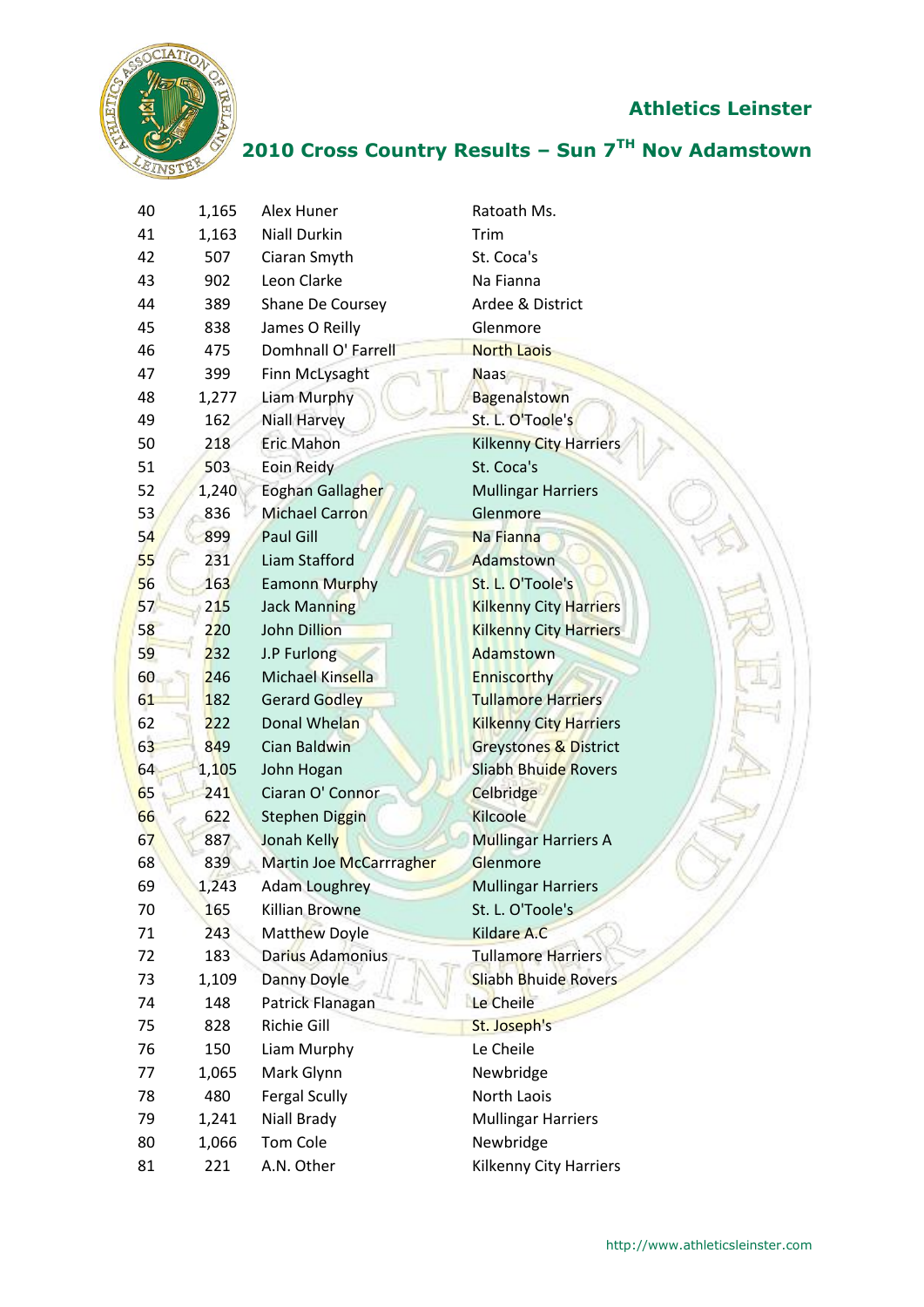## Athletics Leinster

## 2010 Cross Country Results – Sun 7TH Nov Adamstown

| | | | |
|---|---|---|---|
| 40 | 1,165 | Alex Huner | Ratoath Ms. |
| 41 | 1,163 | Niall Durkin | Trim |
| 42 | 507 | Ciaran Smyth | St. Coca's |
| 43 | 902 | Leon Clarke | Na Fianna |
| 44 | 389 | Shane De Coursey | Ardee & District |
| 45 | 838 | James O Reilly | Glenmore |
| 46 | 475 | Domhnall O' Farrell | North Laois |
| 47 | 399 | Finn McLysaght | Naas |
| 48 | 1,277 | Liam Murphy | Bagenalstown |
| 49 | 162 | Niall Harvey | St. L. O'Toole's |
| 50 | 218 | Eric Mahon | Kilkenny City Harriers |
| 51 | 503 | Eoin Reidy | St. Coca's |
| 52 | 1,240 | Eoghan Gallagher | Mullingar Harriers |
| 53 | 836 | Michael Carron | Glenmore |
| 54 | 899 | Paul Gill | Na Fianna |
| 55 | 231 | Liam Stafford | Adamstown |
| 56 | 163 | Eamonn Murphy | St. L. O'Toole's |
| 57 | 215 | Jack Manning | Kilkenny City Harriers |
| 58 | 220 | John Dillion | Kilkenny City Harriers |
| 59 | 232 | J.P Furlong | Adamstown |
| 60 | 246 | Michael Kinsella | Enniscorthy |
| 61 | 182 | Gerard Godley | Tullamore Harriers |
| 62 | 222 | Donal Whelan | Kilkenny City Harriers |
| 63 | 849 | Cian Baldwin | Greystones & District |
| 64 | 1,105 | John Hogan | Sliabh Bhuide Rovers |
| 65 | 241 | Ciaran O' Connor | Celbridge |
| 66 | 622 | Stephen Diggin | Kilcoole |
| 67 | 887 | Jonah Kelly | Mullingar Harriers A |
| 68 | 839 | Martin Joe McCarrragher | Glenmore |
| 69 | 1,243 | Adam Loughrey | Mullingar Harriers |
| 70 | 165 | Killian Browne | St. L. O'Toole's |
| 71 | 243 | Matthew Doyle | Kildare A.C |
| 72 | 183 | Darius Adamonius | Tullamore Harriers |
| 73 | 1,109 | Danny Doyle | Sliabh Bhuide Rovers |
| 74 | 148 | Patrick Flanagan | Le Cheile |
| 75 | 828 | Richie Gill | St. Joseph's |
| 76 | 150 | Liam Murphy | Le Cheile |
| 77 | 1,065 | Mark Glynn | Newbridge |
| 78 | 480 | Fergal Scully | North Laois |
| 79 | 1,241 | Niall Brady | Mullingar Harriers |
| 80 | 1,066 | Tom Cole | Newbridge |
| 81 | 221 | A.N. Other | Kilkenny City Harriers |

http://www.athleticsleinster.com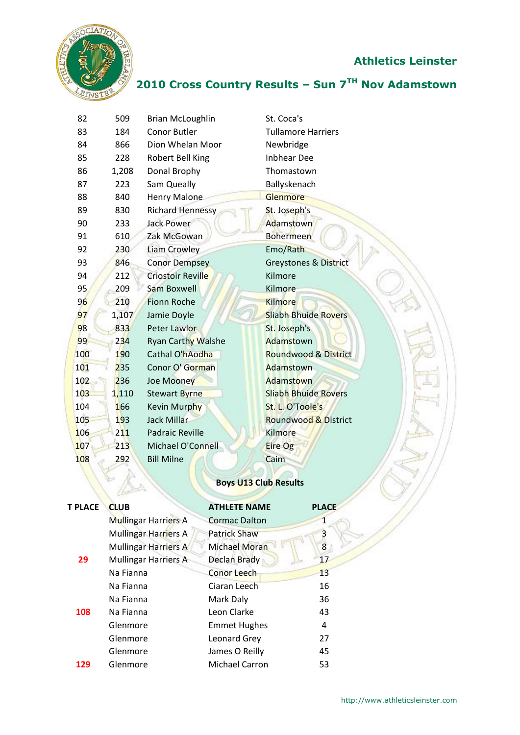| | | | |
|---|---|---|---|
| 82 | 509 | Brian McLoughlin | St. Coca's |
| 83 | 184 | Conor Butler | Tullamore Harriers |
| 84 | 866 | Dion Whelan Moor | Newbridge |
| 85 | 228 | Robert Bell King | Inbhear Dee |
| 86 | 1,208 | Donal Brophy | Thomastown |
| 87 | 223 | Sam Queally | Ballyskenach |
| 88 | 840 | Henry Malone | Glenmore |
| 89 | 830 | Richard Hennessy | St. Joseph's |
| 90 | 233 | Jack Power | Adamstown |
| 91 | 610 | Zak McGowan | Bohermeen |
| 92 | 230 | Liam Crowley | Emo/Rath |
| 93 | 846 | Conor Dempsey | Greystones & District |
| 94 | 212 | Criostoir Reville | Kilmore |
| 95 | 209 | Sam Boxwell | Kilmore |
| 96 | 210 | Fionn Roche | Kilmore |
| 97 | 1,107 | Jamie Doyle | Sliabh Bhuide Rovers |
| 98 | 833 | Peter Lawlor | St. Joseph's |
| 99 | 234 | Ryan Carthy Walshe | Adamstown |
| 100 | 190 | Cathal O'hAodha | Roundwood & District |
| 101 | 235 | Conor O' Gorman | Adamstown |
| 102 | 236 | Joe Mooney | Adamstown |
| 103 | 1,110 | Stewart Byrne | Sliabh Bhuide Rovers |
| 104 | 166 | Kevin Murphy | St. L. O'Toole's |
| 105 | 193 | Jack Millar | Roundwood & District |
| 106 | 211 | Padraic Reville | Kilmore |
| 107 | 213 | Michael O'Connell | Eire Og |
| 108 | 292 | Bill Milne | Caim |

**Boys U13 Club Results**

| T PLACE | CLUB | ATHLETE NAME | PLACE |
|---|---|---|---|
| | Mullingar Harriers A | Cormac Dalton | 1 |
| | Mullingar Harriers A | Patrick Shaw | 3 |
| | Mullingar Harriers A | Michael Moran | 8 |
| 29 | Mullingar Harriers A | Declan Brady | 17 |
| | Na Fianna | Conor Leech | 13 |
| | Na Fianna | Ciaran Leech | 16 |
| | Na Fianna | Mark Daly | 36 |
| 108 | Na Fianna | Leon Clarke | 43 |
| | Glenmore | Emmet Hughes | 4 |
| | Glenmore | Leonard Grey | 27 |
| | Glenmore | James O Reilly | 45 |
| 129 | Glenmore | Michael Carron | 53 |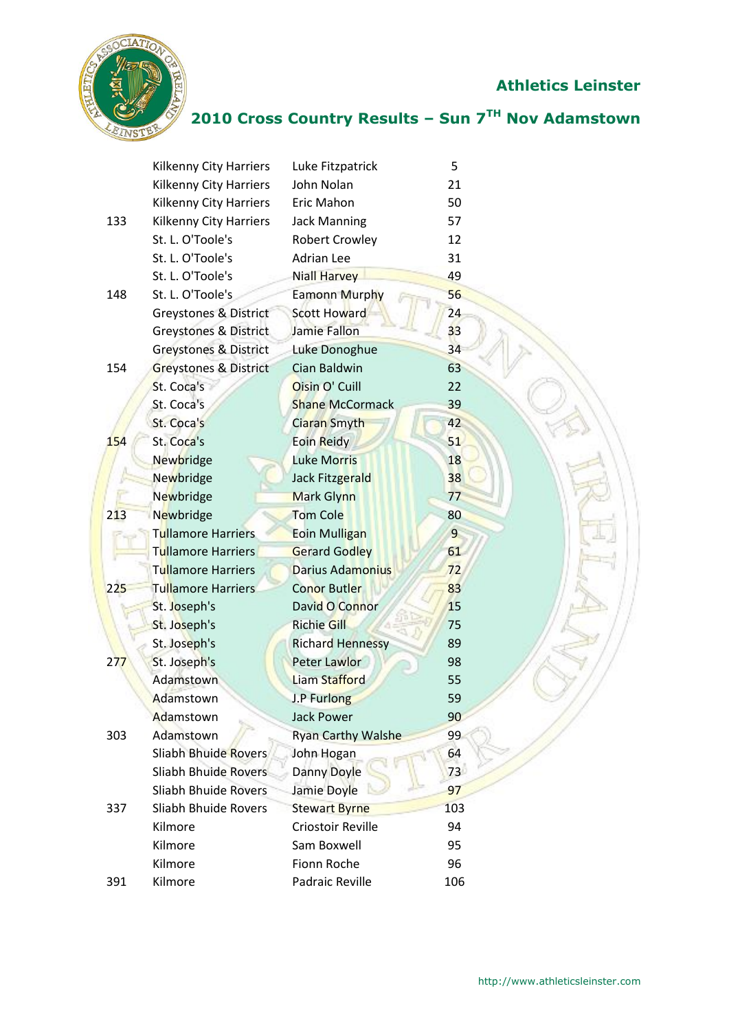## Athletics Leinster

## 2010 Cross Country Results – Sun 7TH Nov Adamstown

| | | | |
|---|---|---|---|
| | Kilkenny City Harriers | Luke Fitzpatrick | 5 |
| | Kilkenny City Harriers | John Nolan | 21 |
| | Kilkenny City Harriers | Eric Mahon | 50 |
| 133 | Kilkenny City Harriers | Jack Manning | 57 |
| | St. L. O'Toole's | Robert Crowley | 12 |
| | St. L. O'Toole's | Adrian Lee | 31 |
| | St. L. O'Toole's | Niall Harvey | 49 |
| 148 | St. L. O'Toole's | Eamonn Murphy | 56 |
| | Greystones & District | Scott Howard | 24 |
| | Greystones & District | Jamie Fallon | 33 |
| | Greystones & District | Luke Donoghue | 34 |
| 154 | Greystones & District | Cian Baldwin | 63 |
| | St. Coca's | Oisin O' Cuill | 22 |
| | St. Coca's | Shane McCormack | 39 |
| | St. Coca's | Ciaran Smyth | 42 |
| 154 | St. Coca's | Eoin Reidy | 51 |
| | Newbridge | Luke Morris | 18 |
| | Newbridge | Jack Fitzgerald | 38 |
| | Newbridge | Mark Glynn | 77 |
| 213 | Newbridge | Tom Cole | 80 |
| | Tullamore Harriers | Eoin Mulligan | 9 |
| | Tullamore Harriers | Gerard Godley | 61 |
| | Tullamore Harriers | Darius Adamonius | 72 |
| 225 | Tullamore Harriers | Conor Butler | 83 |
| | St. Joseph's | David O Connor | 15 |
| | St. Joseph's | Richie Gill | 75 |
| | St. Joseph's | Richard Hennessy | 89 |
| 277 | St. Joseph's | Peter Lawlor | 98 |
| | Adamstown | Liam Stafford | 55 |
| | Adamstown | J.P Furlong | 59 |
| | Adamstown | Jack Power | 90 |
| 303 | Adamstown | Ryan Carthy Walshe | 99 |
| | Sliabh Bhuide Rovers | John Hogan | 64 |
| | Sliabh Bhuide Rovers | Danny Doyle | 73 |
| | Sliabh Bhuide Rovers | Jamie Doyle | 97 |
| 337 | Sliabh Bhuide Rovers | Stewart Byrne | 103 |
| | Kilmore | Criostoir Reville | 94 |
| | Kilmore | Sam Boxwell | 95 |
| | Kilmore | Fionn Roche | 96 |
| 391 | Kilmore | Padraic Reville | 106 |

http://www.athleticsleinster.com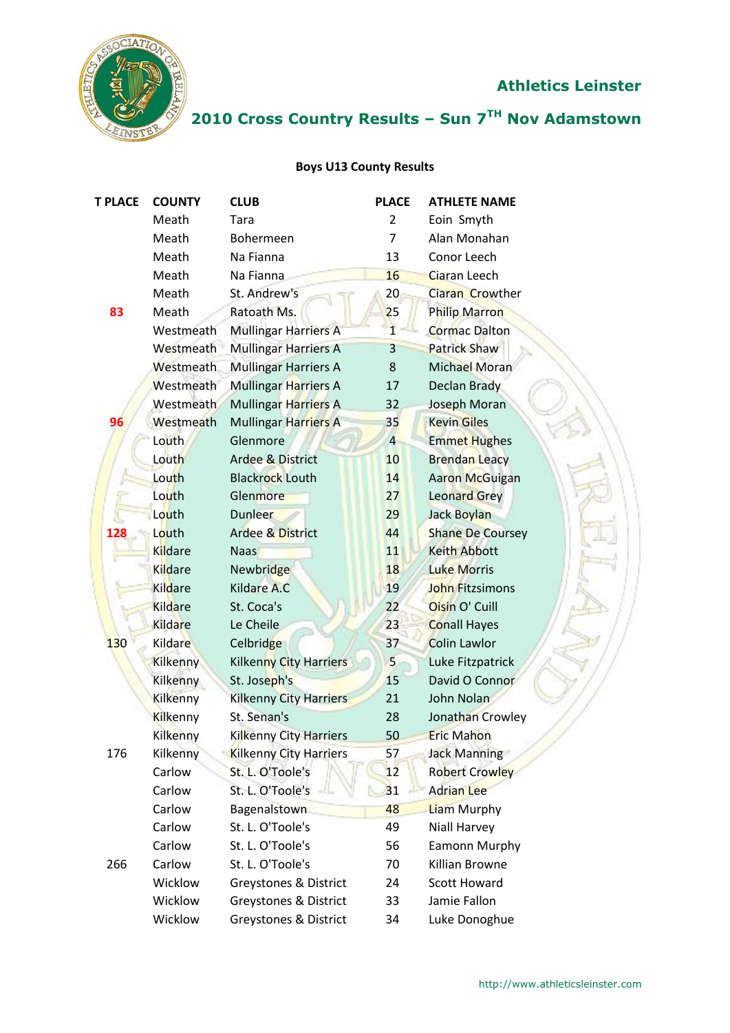## Athletics Leinster

## 2010 Cross Country Results – Sun 7TH Nov Adamstown

### Boys U13 County Results

| T PLACE | COUNTY | CLUB | PLACE | ATHLETE NAME |
|---|---|---|---|---|
| | Meath | Tara | 2 | Eoin Smyth |
| | Meath | Bohermeen | 7 | Alan Monahan |
| | Meath | Na Fianna | 13 | Conor Leech |
| | Meath | Na Fianna | 16 | Ciaran Leech |
| | Meath | St. Andrew's | 20 | Ciaran Crowther |
| 83 | Meath | Ratoath Ms. | 25 | Philip Marron |
| | Westmeath | Mullingar Harriers A | 1 | Cormac Dalton |
| | Westmeath | Mullingar Harriers A | 3 | Patrick Shaw |
| | Westmeath | Mullingar Harriers A | 8 | Michael Moran |
| | Westmeath | Mullingar Harriers A | 17 | Declan Brady |
| | Westmeath | Mullingar Harriers A | 32 | Joseph Moran |
| 96 | Westmeath | Mullingar Harriers A | 35 | Kevin Giles |
| | Louth | Glenmore | 4 | Emmet Hughes |
| | Louth | Ardee & District | 10 | Brendan Leacy |
| | Louth | Blackrock Louth | 14 | Aaron McGuigan |
| | Louth | Glenmore | 27 | Leonard Grey |
| | Louth | Dunleer | 29 | Jack Boylan |
| 128 | Louth | Ardee & District | 44 | Shane De Coursey |
| | Kildare | Naas | 11 | Keith Abbott |
| | Kildare | Newbridge | 18 | Luke Morris |
| | Kildare | Kildare A.C | 19 | John Fitzsimons |
| | Kildare | St. Coca's | 22 | Oisin O' Cuill |
| | Kildare | Le Cheile | 23 | Conall Hayes |
| 130 | Kildare | Celbridge | 37 | Colin Lawlor |
| | Kilkenny | Kilkenny City Harriers | 5 | Luke Fitzpatrick |
| | Kilkenny | St. Joseph's | 15 | David O Connor |
| | Kilkenny | Kilkenny City Harriers | 21 | John Nolan |
| | Kilkenny | St. Senan's | 28 | Jonathan Crowley |
| | Kilkenny | Kilkenny City Harriers | 50 | Eric Mahon |
| 176 | Kilkenny | Kilkenny City Harriers | 57 | Jack Manning |
| | Carlow | St. L. O'Toole's | 12 | Robert Crowley |
| | Carlow | St. L. O'Toole's | 31 | Adrian Lee |
| | Carlow | Bagenalstown | 48 | Liam Murphy |
| | Carlow | St. L. O'Toole's | 49 | Niall Harvey |
| | Carlow | St. L. O'Toole's | 56 | Eamonn Murphy |
| 266 | Carlow | St. L. O'Toole's | 70 | Killian Browne |
| | Wicklow | Greystones & District | 24 | Scott Howard |
| | Wicklow | Greystones & District | 33 | Jamie Fallon |
| | Wicklow | Greystones & District | 34 | Luke Donoghue |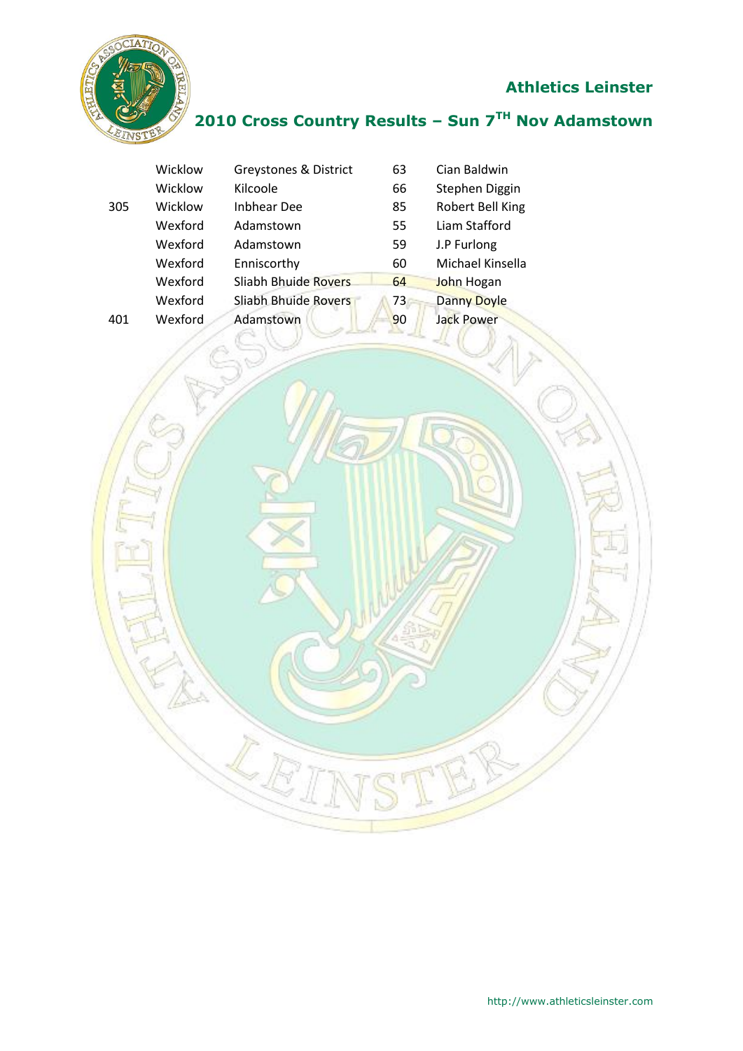## Athletics Leinster

## 2010 Cross Country Results – Sun 7TH Nov Adamstown

| | | | | |
|---|---|---|---|---|
| | Wicklow | Greystones & District | 63 | Cian Baldwin |
| | Wicklow | Kilcoole | 66 | Stephen Diggin |
| 305 | Wicklow | Inbhear Dee | 85 | Robert Bell King |
| | Wexford | Adamstown | 55 | Liam Stafford |
| | Wexford | Adamstown | 59 | J.P Furlong |
| | Wexford | Enniscorthy | 60 | Michael Kinsella |
| | Wexford | Sliabh Bhuide Rovers | 64 | John Hogan |
| | Wexford | Sliabh Bhuide Rovers | 73 | Danny Doyle |
| 401 | Wexford | Adamstown | 90 | Jack Power |

http://www.athleticsleinster.com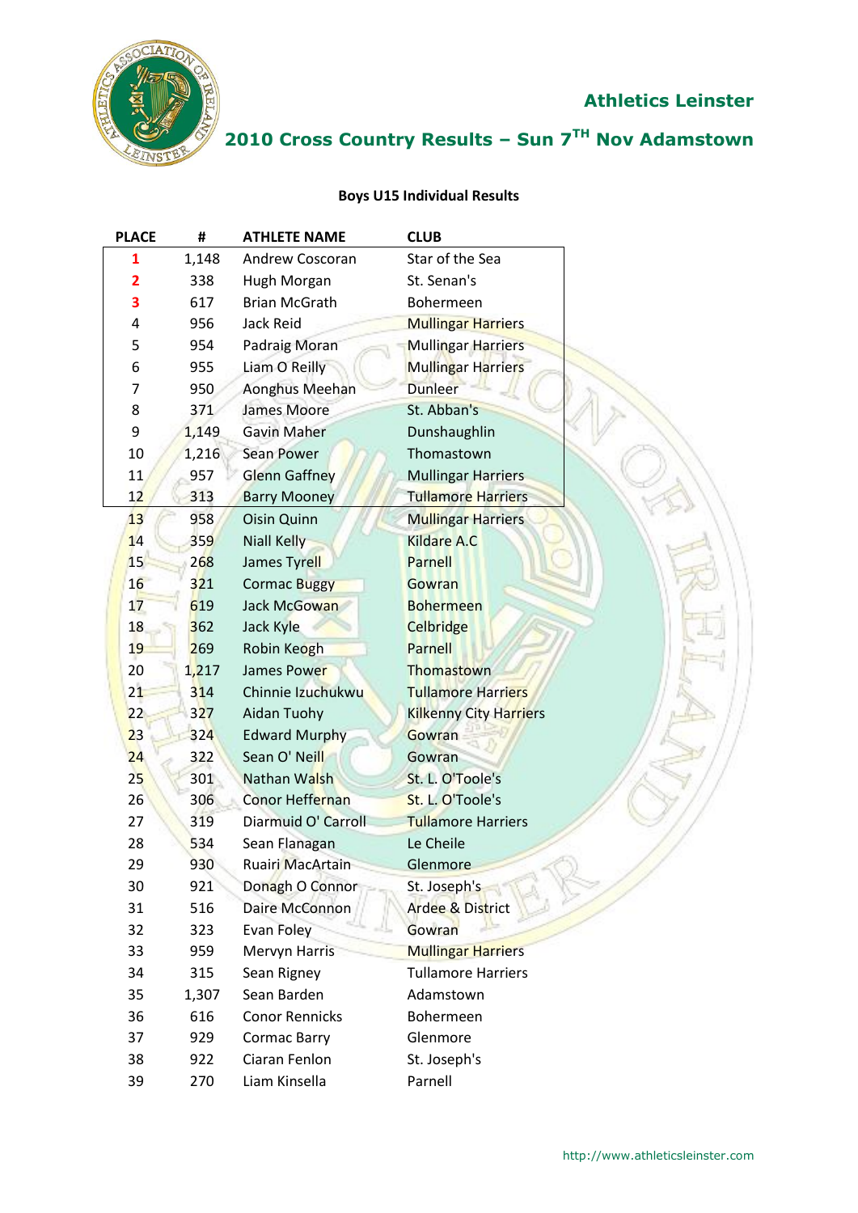## Athletics Leinster

## 2010 Cross Country Results – Sun 7TH Nov Adamstown

### Boys U15 Individual Results

| PLACE | # | ATHLETE NAME | CLUB |
|---|---|---|---|
| 1 | 1,148 | Andrew Coscoran | Star of the Sea |
| 2 | 338 | Hugh Morgan | St. Senan's |
| 3 | 617 | Brian McGrath | Bohermeen |
| 4 | 956 | Jack Reid | Mullingar Harriers |
| 5 | 954 | Padraig Moran | Mullingar Harriers |
| 6 | 955 | Liam O Reilly | Mullingar Harriers |
| 7 | 950 | Aonghus Meehan | Dunleer |
| 8 | 371 | James Moore | St. Abban's |
| 9 | 1,149 | Gavin Maher | Dunshaughlin |
| 10 | 1,216 | Sean Power | Thomastown |
| 11 | 957 | Glenn Gaffney | Mullingar Harriers |
| 12 | 313 | Barry Mooney | Tullamore Harriers |
| 13 | 958 | Oisin Quinn | Mullingar Harriers |
| 14 | 359 | Niall Kelly | Kildare A.C |
| 15 | 268 | James Tyrell | Parnell |
| 16 | 321 | Cormac Buggy | Gowran |
| 17 | 619 | Jack McGowan | Bohermeen |
| 18 | 362 | Jack Kyle | Celbridge |
| 19 | 269 | Robin Keogh | Parnell |
| 20 | 1,217 | James Power | Thomastown |
| 21 | 314 | Chinnie Izuchukwu | Tullamore Harriers |
| 22 | 327 | Aidan Tuohy | Kilkenny City Harriers |
| 23 | 324 | Edward Murphy | Gowran |
| 24 | 322 | Sean O' Neill | Gowran |
| 25 | 301 | Nathan Walsh | St. L. O'Toole's |
| 26 | 306 | Conor Heffernan | St. L. O'Toole's |
| 27 | 319 | Diarmuid O' Carroll | Tullamore Harriers |
| 28 | 534 | Sean Flanagan | Le Cheile |
| 29 | 930 | Ruairi MacArtain | Glenmore |
| 30 | 921 | Donagh O Connor | St. Joseph's |
| 31 | 516 | Daire McConnon | Ardee & District |
| 32 | 323 | Evan Foley | Gowran |
| 33 | 959 | Mervyn Harris | Mullingar Harriers |
| 34 | 315 | Sean Rigney | Tullamore Harriers |
| 35 | 1,307 | Sean Barden | Adamstown |
| 36 | 616 | Conor Rennicks | Bohermeen |
| 37 | 929 | Cormac Barry | Glenmore |
| 38 | 922 | Ciaran Fenlon | St. Joseph's |
| 39 | 270 | Liam Kinsella | Parnell |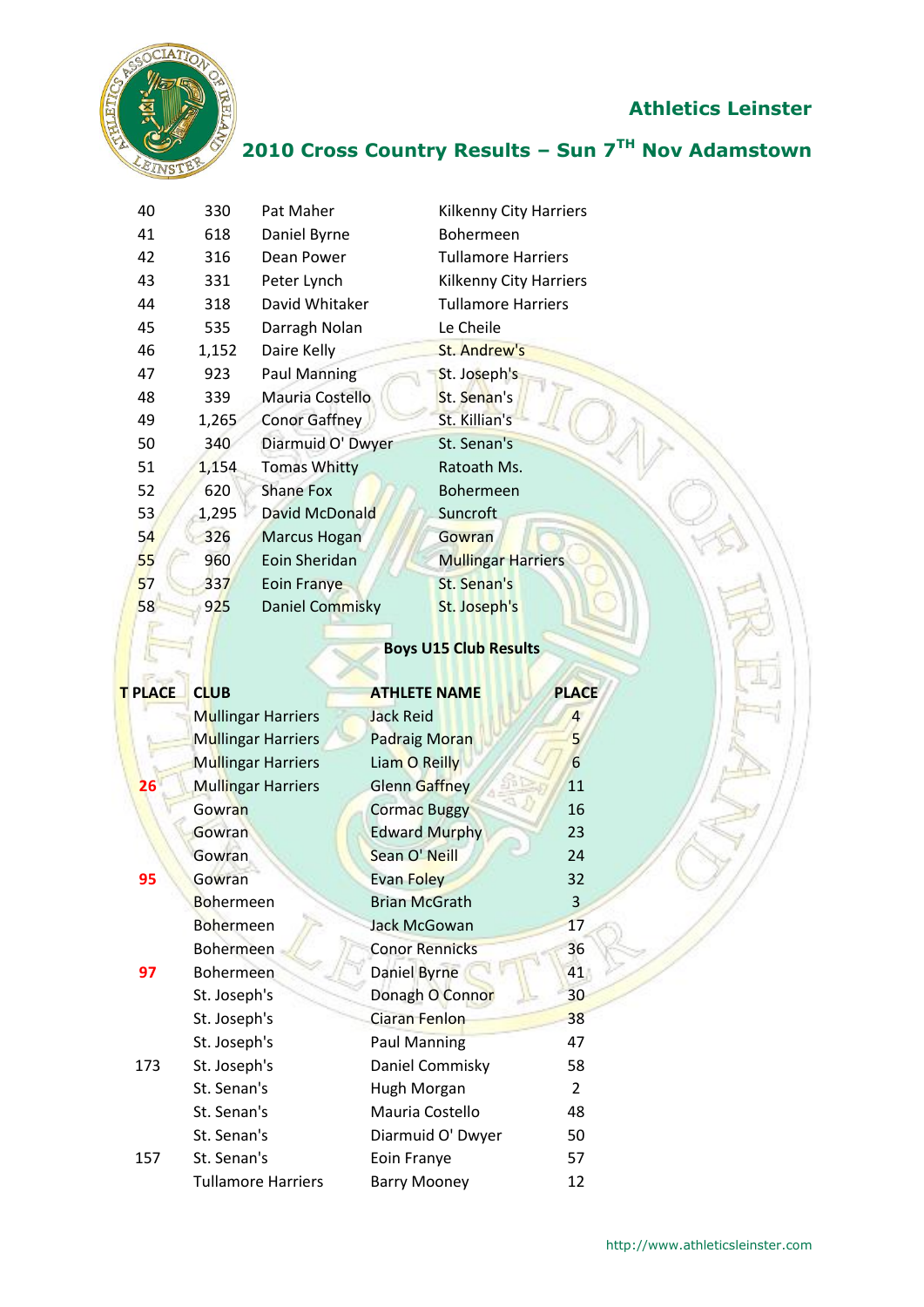| | | | |
|---|---|---|---|
| 40 | 330 | Pat Maher | Kilkenny City Harriers |
| 41 | 618 | Daniel Byrne | Bohermeen |
| 42 | 316 | Dean Power | Tullamore Harriers |
| 43 | 331 | Peter Lynch | Kilkenny City Harriers |
| 44 | 318 | David Whitaker | Tullamore Harriers |
| 45 | 535 | Darragh Nolan | Le Cheile |
| 46 | 1,152 | Daire Kelly | St. Andrew's |
| 47 | 923 | Paul Manning | St. Joseph's |
| 48 | 339 | Mauria Costello | St. Senan's |
| 49 | 1,265 | Conor Gaffney | St. Killian's |
| 50 | 340 | Diarmuid O' Dwyer | St. Senan's |
| 51 | 1,154 | Tomas Whitty | Ratoath Ms. |
| 52 | 620 | Shane Fox | Bohermeen |
| 53 | 1,295 | David McDonald | Suncroft |
| 54 | 326 | Marcus Hogan | Gowran |
| 55 | 960 | Eoin Sheridan | Mullingar Harriers |
| 57 | 337 | Eoin Franye | St. Senan's |
| 58 | 925 | Daniel Commisky | St. Joseph's |

## Boys U15 Club Results

| T PLACE | CLUB | ATHLETE NAME | PLACE |
|---|---|---|---|
| | Mullingar Harriers | Jack Reid | 4 |
| | Mullingar Harriers | Padraig Moran | 5 |
| | Mullingar Harriers | Liam O Reilly | 6 |
| 26 | Mullingar Harriers | Glenn Gaffney | 11 |
| | Gowran | Cormac Buggy | 16 |
| | Gowran | Edward Murphy | 23 |
| | Gowran | Sean O' Neill | 24 |
| 95 | Gowran | Evan Foley | 32 |
| | Bohermeen | Brian McGrath | 3 |
| | Bohermeen | Jack McGowan | 17 |
| | Bohermeen | Conor Rennicks | 36 |
| 97 | Bohermeen | Daniel Byrne | 41 |
| | St. Joseph's | Donagh O Connor | 30 |
| | St. Joseph's | Ciaran Fenlon | 38 |
| | St. Joseph's | Paul Manning | 47 |
| 173 | St. Joseph's | Daniel Commisky | 58 |
| | St. Senan's | Hugh Morgan | 2 |
| | St. Senan's | Mauria Costello | 48 |
| | St. Senan's | Diarmuid O' Dwyer | 50 |
| 157 | St. Senan's | Eoin Franye | 57 |
| | Tullamore Harriers | Barry Mooney | 12 |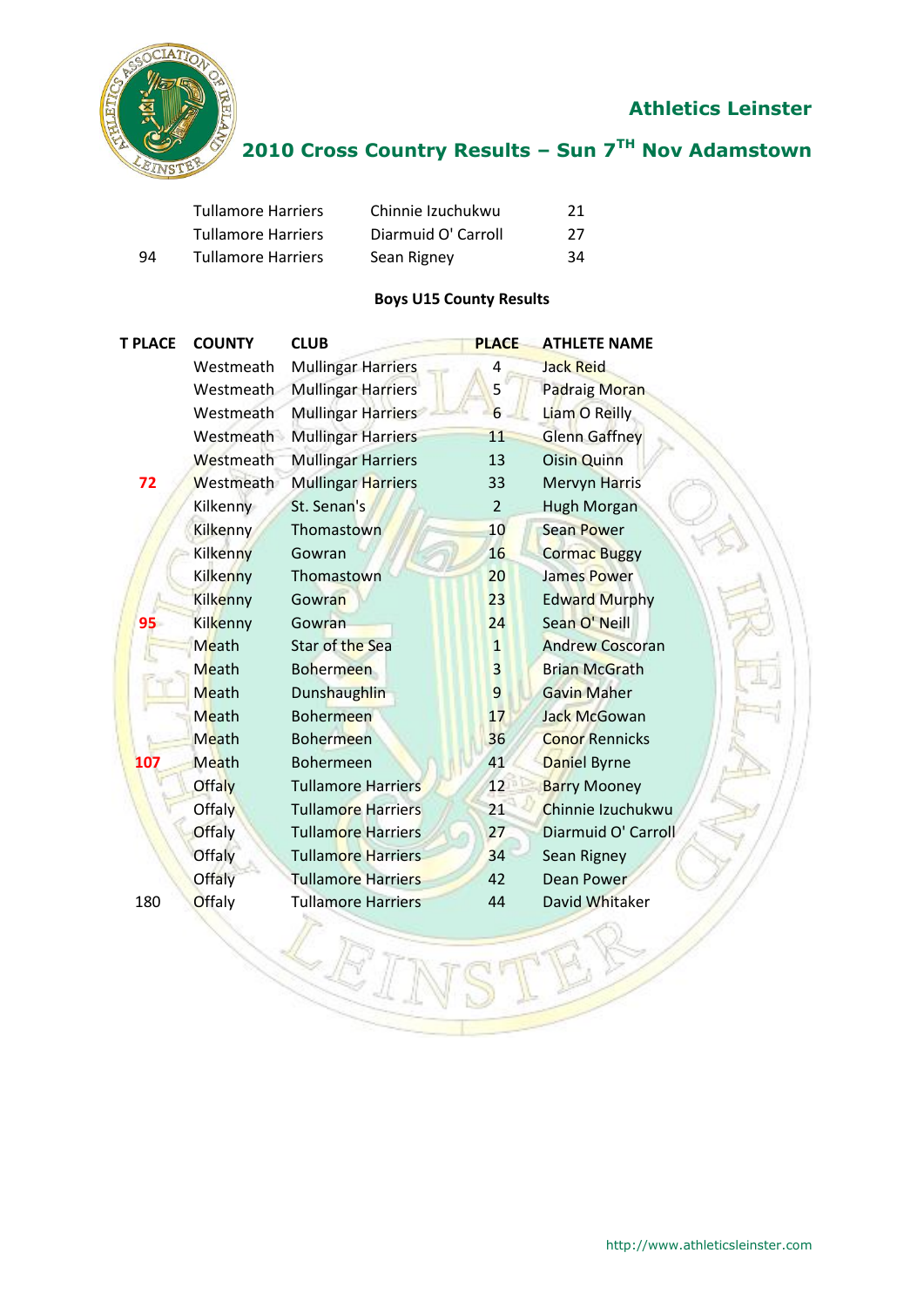|  |  |  |  |
|---|---|---|---|
|  | Tullamore Harriers | Chinnie Izuchukwu | 21 |
|  | Tullamore Harriers | Diarmuid O' Carroll | 27 |
| 94 | Tullamore Harriers | Sean Rigney | 34 |

**Boys U15 County Results**

| T PLACE | COUNTY | CLUB | PLACE | ATHLETE NAME |
|---|---|---|---|---|
|  | Westmeath | Mullingar Harriers | 4 | Jack Reid |
|  | Westmeath | Mullingar Harriers | 5 | Padraig Moran |
|  | Westmeath | Mullingar Harriers | 6 | Liam O Reilly |
|  | Westmeath | Mullingar Harriers | 11 | Glenn Gaffney |
|  | Westmeath | Mullingar Harriers | 13 | Oisin Quinn |
| 72 | Westmeath | Mullingar Harriers | 33 | Mervyn Harris |
|  | Kilkenny | St. Senan's | 2 | Hugh Morgan |
|  | Kilkenny | Thomastown | 10 | Sean Power |
|  | Kilkenny | Gowran | 16 | Cormac Buggy |
|  | Kilkenny | Thomastown | 20 | James Power |
|  | Kilkenny | Gowran | 23 | Edward Murphy |
| 95 | Kilkenny | Gowran | 24 | Sean O' Neill |
|  | Meath | Star of the Sea | 1 | Andrew Coscoran |
|  | Meath | Bohermeen | 3 | Brian McGrath |
|  | Meath | Dunshaughlin | 9 | Gavin Maher |
|  | Meath | Bohermeen | 17 | Jack McGowan |
|  | Meath | Bohermeen | 36 | Conor Rennicks |
| 107 | Meath | Bohermeen | 41 | Daniel Byrne |
|  | Offaly | Tullamore Harriers | 12 | Barry Mooney |
|  | Offaly | Tullamore Harriers | 21 | Chinnie Izuchukwu |
|  | Offaly | Tullamore Harriers | 27 | Diarmuid O' Carroll |
|  | Offaly | Tullamore Harriers | 34 | Sean Rigney |
|  | Offaly | Tullamore Harriers | 42 | Dean Power |
| 180 | Offaly | Tullamore Harriers | 44 | David Whitaker |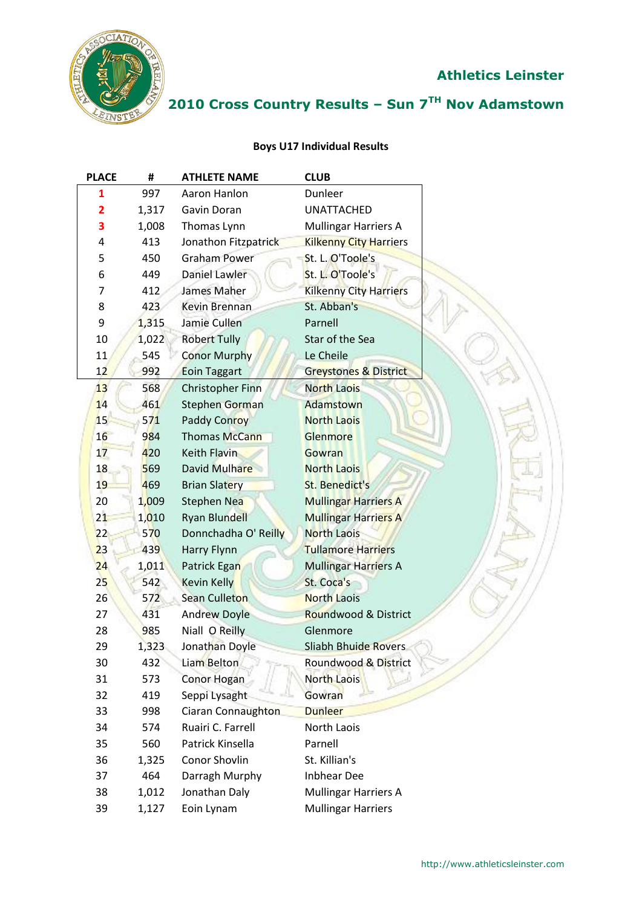## Athletics Leinster

## 2010 Cross Country Results – Sun 7TH Nov Adamstown

### Boys U17 Individual Results

| PLACE | # | ATHLETE NAME | CLUB |
|---|---|---|---|
| 1 | 997 | Aaron Hanlon | Dunleer |
| 2 | 1,317 | Gavin Doran | UNATTACHED |
| 3 | 1,008 | Thomas Lynn | Mullingar Harriers A |
| 4 | 413 | Jonathon Fitzpatrick | Kilkenny City Harriers |
| 5 | 450 | Graham Power | St. L. O'Toole's |
| 6 | 449 | Daniel Lawler | St. L. O'Toole's |
| 7 | 412 | James Maher | Kilkenny City Harriers |
| 8 | 423 | Kevin Brennan | St. Abban's |
| 9 | 1,315 | Jamie Cullen | Parnell |
| 10 | 1,022 | Robert Tully | Star of the Sea |
| 11 | 545 | Conor Murphy | Le Cheile |
| 12 | 992 | Eoin Taggart | Greystones & District |
| 13 | 568 | Christopher Finn | North Laois |
| 14 | 461 | Stephen Gorman | Adamstown |
| 15 | 571 | Paddy Conroy | North Laois |
| 16 | 984 | Thomas McCann | Glenmore |
| 17 | 420 | Keith Flavin | Gowran |
| 18 | 569 | David Mulhare | North Laois |
| 19 | 469 | Brian Slatery | St. Benedict's |
| 20 | 1,009 | Stephen Nea | Mullingar Harriers A |
| 21 | 1,010 | Ryan Blundell | Mullingar Harriers A |
| 22 | 570 | Donnchadha O' Reilly | North Laois |
| 23 | 439 | Harry Flynn | Tullamore Harriers |
| 24 | 1,011 | Patrick Egan | Mullingar Harriers A |
| 25 | 542 | Kevin Kelly | St. Coca's |
| 26 | 572 | Sean Culleton | North Laois |
| 27 | 431 | Andrew Doyle | Roundwood & District |
| 28 | 985 | Niall O Reilly | Glenmore |
| 29 | 1,323 | Jonathan Doyle | Sliabh Bhuide Rovers |
| 30 | 432 | Liam Belton | Roundwood & District |
| 31 | 573 | Conor Hogan | North Laois |
| 32 | 419 | Seppi Lysaght | Gowran |
| 33 | 998 | Ciaran Connaughton | Dunleer |
| 34 | 574 | Ruairi C. Farrell | North Laois |
| 35 | 560 | Patrick Kinsella | Parnell |
| 36 | 1,325 | Conor Shovlin | St. Killian's |
| 37 | 464 | Darragh Murphy | Inbhear Dee |
| 38 | 1,012 | Jonathan Daly | Mullingar Harriers A |
| 39 | 1,127 | Eoin Lynam | Mullingar Harriers |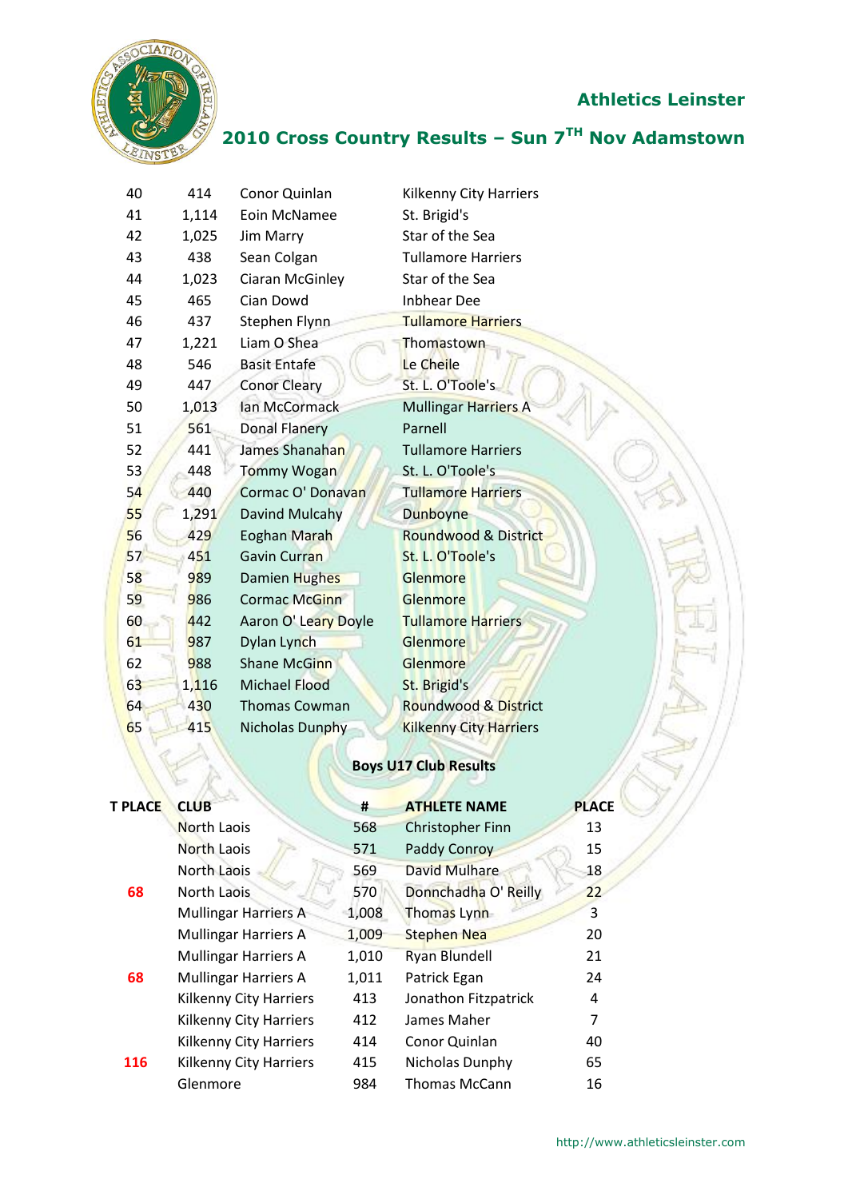## Athletics Leinster

## 2010 Cross Country Results – Sun 7TH Nov Adamstown

| | | | |
|---|---|---|---|
| 40 | 414 | Conor Quinlan | Kilkenny City Harriers |
| 41 | 1,114 | Eoin McNamee | St. Brigid's |
| 42 | 1,025 | Jim Marry | Star of the Sea |
| 43 | 438 | Sean Colgan | Tullamore Harriers |
| 44 | 1,023 | Ciaran McGinley | Star of the Sea |
| 45 | 465 | Cian Dowd | Inbhear Dee |
| 46 | 437 | Stephen Flynn | Tullamore Harriers |
| 47 | 1,221 | Liam O Shea | Thomastown |
| 48 | 546 | Basit Entafe | Le Cheile |
| 49 | 447 | Conor Cleary | St. L. O'Toole's |
| 50 | 1,013 | Ian McCormack | Mullingar Harriers A |
| 51 | 561 | Donal Flanery | Parnell |
| 52 | 441 | James Shanahan | Tullamore Harriers |
| 53 | 448 | Tommy Wogan | St. L. O'Toole's |
| 54 | 440 | Cormac O' Donavan | Tullamore Harriers |
| 55 | 1,291 | Davind Mulcahy | Dunboyne |
| 56 | 429 | Eoghan Marah | Roundwood & District |
| 57 | 451 | Gavin Curran | St. L. O'Toole's |
| 58 | 989 | Damien Hughes | Glenmore |
| 59 | 986 | Cormac McGinn | Glenmore |
| 60 | 442 | Aaron O' Leary Doyle | Tullamore Harriers |
| 61 | 987 | Dylan Lynch | Glenmore |
| 62 | 988 | Shane McGinn | Glenmore |
| 63 | 1,116 | Michael Flood | St. Brigid's |
| 64 | 430 | Thomas Cowman | Roundwood & District |
| 65 | 415 | Nicholas Dunphy | Kilkenny City Harriers |

### Boys U17 Club Results

| T PLACE | CLUB | # | ATHLETE NAME | PLACE |
|---|---|---|---|---|
| | North Laois | 568 | Christopher Finn | 13 |
| | North Laois | 571 | Paddy Conroy | 15 |
| | North Laois | 569 | David Mulhare | 18 |
| 68 | North Laois | 570 | Donnchadha O' Reilly | 22 |
| | Mullingar Harriers A | 1,008 | Thomas Lynn | 3 |
| | Mullingar Harriers A | 1,009 | Stephen Nea | 20 |
| | Mullingar Harriers A | 1,010 | Ryan Blundell | 21 |
| 68 | Mullingar Harriers A | 1,011 | Patrick Egan | 24 |
| | Kilkenny City Harriers | 413 | Jonathon Fitzpatrick | 4 |
| | Kilkenny City Harriers | 412 | James Maher | 7 |
| | Kilkenny City Harriers | 414 | Conor Quinlan | 40 |
| 116 | Kilkenny City Harriers | 415 | Nicholas Dunphy | 65 |
| | Glenmore | 984 | Thomas McCann | 16 |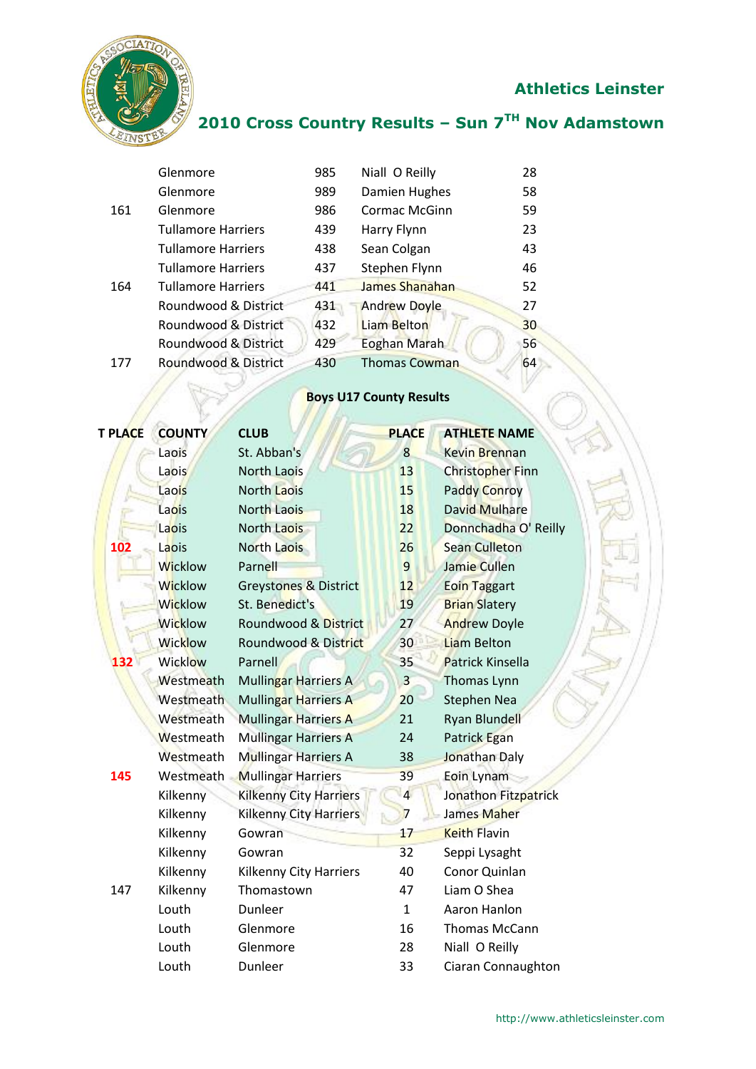| | | | | |
|---|---|---|---|---|
| | Glenmore | 985 | Niall O Reilly | 28 |
| | Glenmore | 989 | Damien Hughes | 58 |
| 161 | Glenmore | 986 | Cormac McGinn | 59 |
| | Tullamore Harriers | 439 | Harry Flynn | 23 |
| | Tullamore Harriers | 438 | Sean Colgan | 43 |
| | Tullamore Harriers | 437 | Stephen Flynn | 46 |
| 164 | Tullamore Harriers | 441 | James Shanahan | 52 |
| | Roundwood & District | 431 | Andrew Doyle | 27 |
| | Roundwood & District | 432 | Liam Belton | 30 |
| | Roundwood & District | 429 | Eoghan Marah | 56 |
| 177 | Roundwood & District | 430 | Thomas Cowman | 64 |

**Boys U17 County Results**

| T PLACE | COUNTY | CLUB | PLACE | ATHLETE NAME |
|---|---|---|---|---|
| | Laois | St. Abban's | 8 | Kevin Brennan |
| | Laois | North Laois | 13 | Christopher Finn |
| | Laois | North Laois | 15 | Paddy Conroy |
| | Laois | North Laois | 18 | David Mulhare |
| | Laois | North Laois | 22 | Donnchadha O' Reilly |
| 102 | Laois | North Laois | 26 | Sean Culleton |
| | Wicklow | Parnell | 9 | Jamie Cullen |
| | Wicklow | Greystones & District | 12 | Eoin Taggart |
| | Wicklow | St. Benedict's | 19 | Brian Slatery |
| | Wicklow | Roundwood & District | 27 | Andrew Doyle |
| | Wicklow | Roundwood & District | 30 | Liam Belton |
| 132 | Wicklow | Parnell | 35 | Patrick Kinsella |
| | Westmeath | Mullingar Harriers A | 3 | Thomas Lynn |
| | Westmeath | Mullingar Harriers A | 20 | Stephen Nea |
| | Westmeath | Mullingar Harriers A | 21 | Ryan Blundell |
| | Westmeath | Mullingar Harriers A | 24 | Patrick Egan |
| | Westmeath | Mullingar Harriers A | 38 | Jonathan Daly |
| 145 | Westmeath | Mullingar Harriers | 39 | Eoin Lynam |
| | Kilkenny | Kilkenny City Harriers | 4 | Jonathon Fitzpatrick |
| | Kilkenny | Kilkenny City Harriers | 7 | James Maher |
| | Kilkenny | Gowran | 17 | Keith Flavin |
| | Kilkenny | Gowran | 32 | Seppi Lysaght |
| | Kilkenny | Kilkenny City Harriers | 40 | Conor Quinlan |
| 147 | Kilkenny | Thomastown | 47 | Liam O Shea |
| | Louth | Dunleer | 1 | Aaron Hanlon |
| | Louth | Glenmore | 16 | Thomas McCann |
| | Louth | Glenmore | 28 | Niall O Reilly |
| | Louth | Dunleer | 33 | Ciaran Connaughton |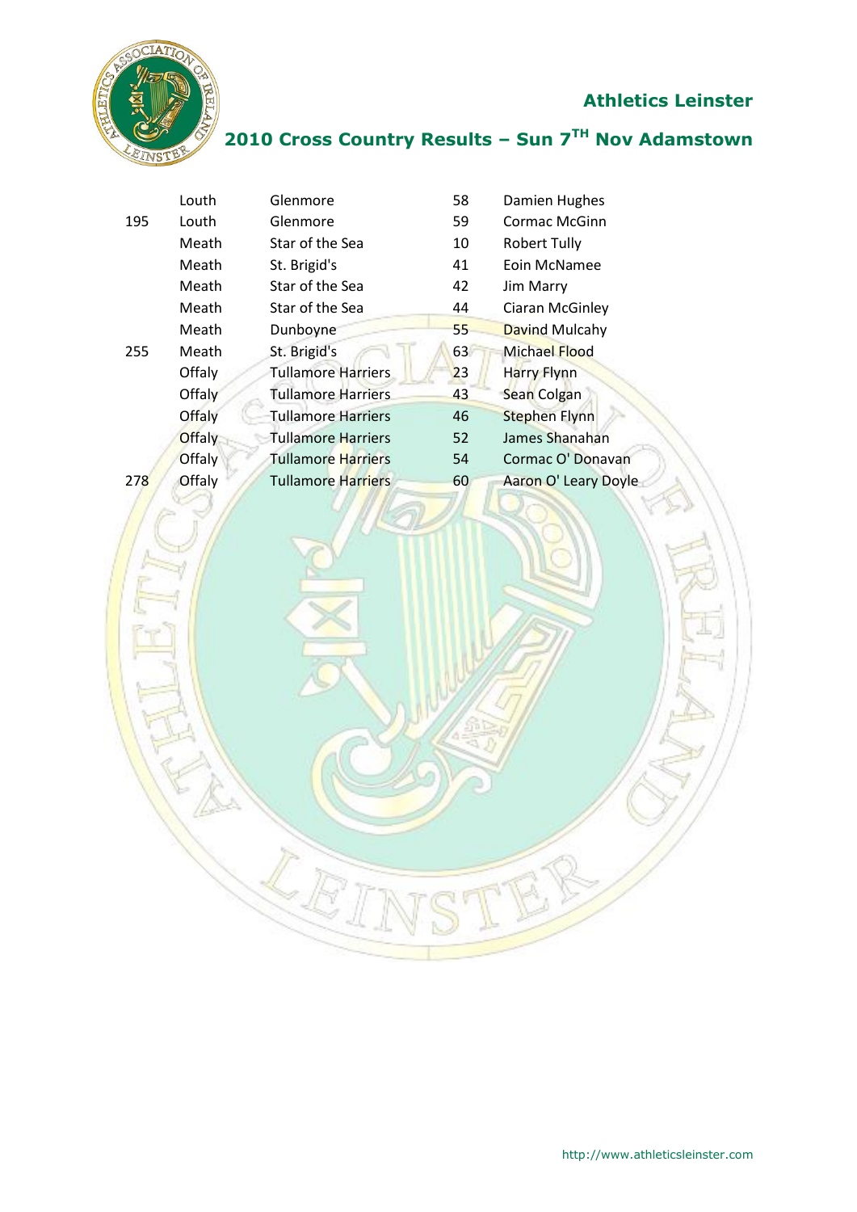## Athletics Leinster

## 2010 Cross Country Results – Sun 7TH Nov Adamstown

| | | | | |
|---|---|---|---|---|
| | Louth | Glenmore | 58 | Damien Hughes |
| 195 | Louth | Glenmore | 59 | Cormac McGinn |
| | Meath | Star of the Sea | 10 | Robert Tully |
| | Meath | St. Brigid's | 41 | Eoin McNamee |
| | Meath | Star of the Sea | 42 | Jim Marry |
| | Meath | Star of the Sea | 44 | Ciaran McGinley |
| | Meath | Dunboyne | 55 | Davind Mulcahy |
| 255 | Meath | St. Brigid's | 63 | Michael Flood |
| | Offaly | Tullamore Harriers | 23 | Harry Flynn |
| | Offaly | Tullamore Harriers | 43 | Sean Colgan |
| | Offaly | Tullamore Harriers | 46 | Stephen Flynn |
| | Offaly | Tullamore Harriers | 52 | James Shanahan |
| | Offaly | Tullamore Harriers | 54 | Cormac O' Donavan |
| 278 | Offaly | Tullamore Harriers | 60 | Aaron O' Leary Doyle |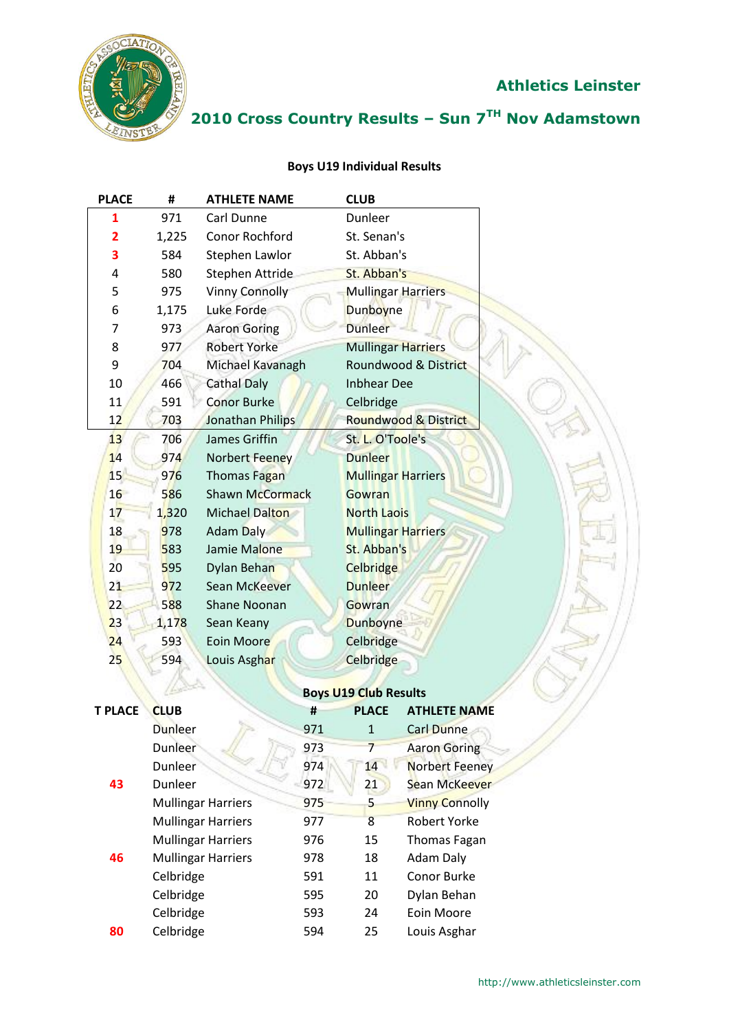## Athletics Leinster

## 2010 Cross Country Results – Sun 7TH Nov Adamstown

### Boys U19 Individual Results

| PLACE | # | ATHLETE NAME | CLUB |
|---|---|---|---|
| 1 | 971 | Carl Dunne | Dunleer |
| 2 | 1,225 | Conor Rochford | St. Senan's |
| 3 | 584 | Stephen Lawlor | St. Abban's |
| 4 | 580 | Stephen Attride | St. Abban's |
| 5 | 975 | Vinny Connolly | Mullingar Harriers |
| 6 | 1,175 | Luke Forde | Dunboyne |
| 7 | 973 | Aaron Goring | Dunleer |
| 8 | 977 | Robert Yorke | Mullingar Harriers |
| 9 | 704 | Michael Kavanagh | Roundwood & District |
| 10 | 466 | Cathal Daly | Inbhear Dee |
| 11 | 591 | Conor Burke | Celbridge |
| 12 | 703 | Jonathan Philips | Roundwood & District |
| 13 | 706 | James Griffin | St. L. O'Toole's |
| 14 | 974 | Norbert Feeney | Dunleer |
| 15 | 976 | Thomas Fagan | Mullingar Harriers |
| 16 | 586 | Shawn McCormack | Gowran |
| 17 | 1,320 | Michael Dalton | North Laois |
| 18 | 978 | Adam Daly | Mullingar Harriers |
| 19 | 583 | Jamie Malone | St. Abban's |
| 20 | 595 | Dylan Behan | Celbridge |
| 21 | 972 | Sean McKeever | Dunleer |
| 22 | 588 | Shane Noonan | Gowran |
| 23 | 1,178 | Sean Keany | Dunboyne |
| 24 | 593 | Eoin Moore | Celbridge |
| 25 | 594 | Louis Asghar | Celbridge |

### Boys U19 Club Results

| T PLACE | CLUB | # | PLACE | ATHLETE NAME |
|---|---|---|---|---|
| | Dunleer | 971 | 1 | Carl Dunne |
| | Dunleer | 973 | 7 | Aaron Goring |
| | Dunleer | 974 | 14 | Norbert Feeney |
| 43 | Dunleer | 972 | 21 | Sean McKeever |
| | Mullingar Harriers | 975 | 5 | Vinny Connolly |
| | Mullingar Harriers | 977 | 8 | Robert Yorke |
| | Mullingar Harriers | 976 | 15 | Thomas Fagan |
| 46 | Mullingar Harriers | 978 | 18 | Adam Daly |
| | Celbridge | 591 | 11 | Conor Burke |
| | Celbridge | 595 | 20 | Dylan Behan |
| | Celbridge | 593 | 24 | Eoin Moore |
| 80 | Celbridge | 594 | 25 | Louis Asghar |

http://www.athleticsleinster.com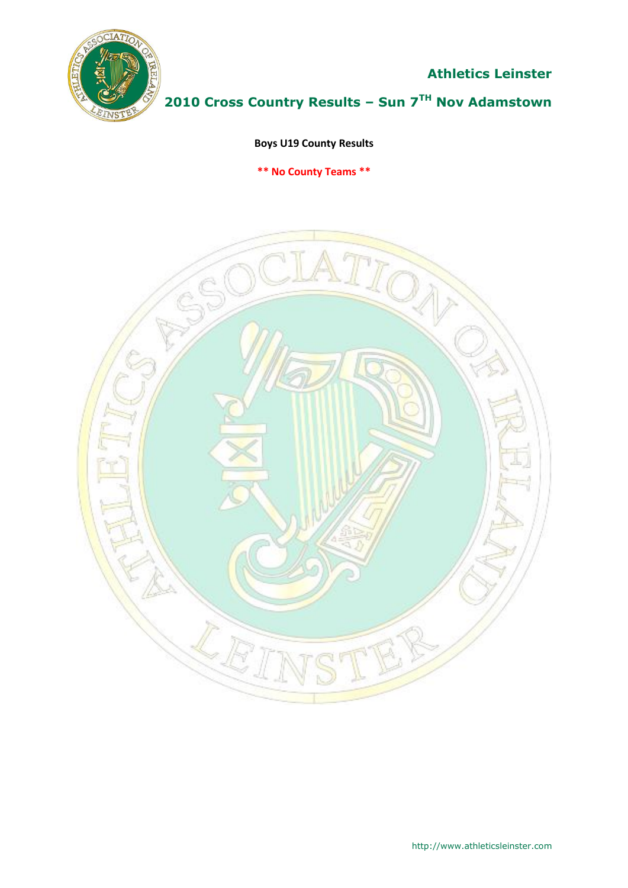**Athletics Leinster**

# 2010 Cross Country Results – Sun 7TH Nov Adamstown

**Boys U19 County Results**

**\*\* No County Teams \*\***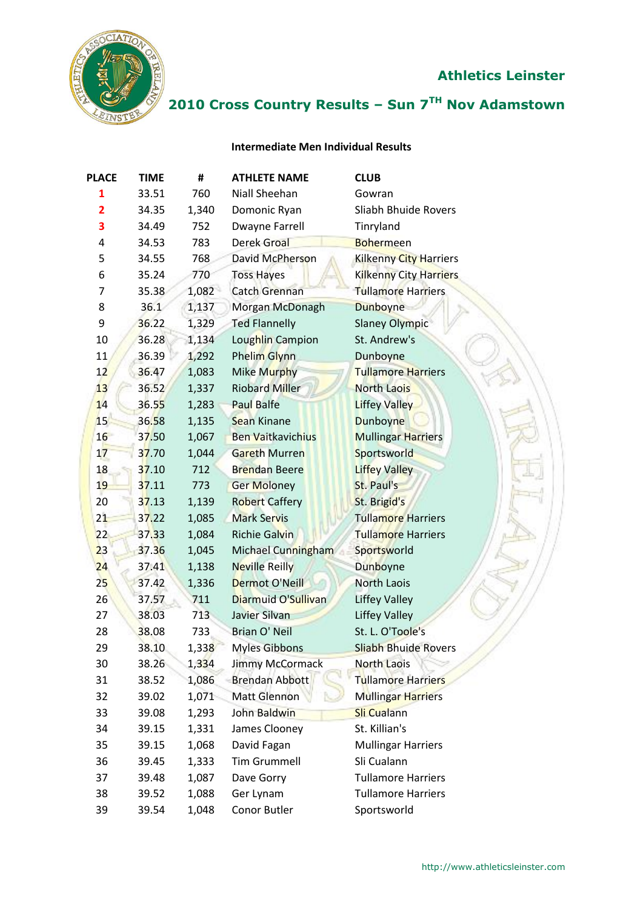## Athletics Leinster

## 2010 Cross Country Results – Sun 7TH Nov Adamstown

### Intermediate Men Individual Results

| PLACE | TIME | # | ATHLETE NAME | CLUB |
|---|---|---|---|---|
| 1 | 33.51 | 760 | Niall Sheehan | Gowran |
| 2 | 34.35 | 1,340 | Domonic Ryan | Sliabh Bhuide Rovers |
| 3 | 34.49 | 752 | Dwayne Farrell | Tinryland |
| 4 | 34.53 | 783 | Derek Groal | Bohermeen |
| 5 | 34.55 | 768 | David McPherson | Kilkenny City Harriers |
| 6 | 35.24 | 770 | Toss Hayes | Kilkenny City Harriers |
| 7 | 35.38 | 1,082 | Catch Grennan | Tullamore Harriers |
| 8 | 36.1 | 1,137 | Morgan McDonagh | Dunboyne |
| 9 | 36.22 | 1,329 | Ted Flannelly | Slaney Olympic |
| 10 | 36.28 | 1,134 | Loughlin Campion | St. Andrew's |
| 11 | 36.39 | 1,292 | Phelim Glynn | Dunboyne |
| 12 | 36.47 | 1,083 | Mike Murphy | Tullamore Harriers |
| 13 | 36.52 | 1,337 | Riobard Miller | North Laois |
| 14 | 36.55 | 1,283 | Paul Balfe | Liffey Valley |
| 15 | 36.58 | 1,135 | Sean Kinane | Dunboyne |
| 16 | 37.50 | 1,067 | Ben Vaitkavichius | Mullingar Harriers |
| 17 | 37.70 | 1,044 | Gareth Murren | Sportsworld |
| 18 | 37.10 | 712 | Brendan Beere | Liffey Valley |
| 19 | 37.11 | 773 | Ger Moloney | St. Paul's |
| 20 | 37.13 | 1,139 | Robert Caffery | St. Brigid's |
| 21 | 37.22 | 1,085 | Mark Servis | Tullamore Harriers |
| 22 | 37.33 | 1,084 | Richie Galvin | Tullamore Harriers |
| 23 | 37.36 | 1,045 | Michael Cunningham | Sportsworld |
| 24 | 37.41 | 1,138 | Neville Reilly | Dunboyne |
| 25 | 37.42 | 1,336 | Dermot O'Neill | North Laois |
| 26 | 37.57 | 711 | Diarmuid O'Sullivan | Liffey Valley |
| 27 | 38.03 | 713 | Javier Silvan | Liffey Valley |
| 28 | 38.08 | 733 | Brian O' Neil | St. L. O'Toole's |
| 29 | 38.10 | 1,338 | Myles Gibbons | Sliabh Bhuide Rovers |
| 30 | 38.26 | 1,334 | Jimmy McCormack | North Laois |
| 31 | 38.52 | 1,086 | Brendan Abbott | Tullamore Harriers |
| 32 | 39.02 | 1,071 | Matt Glennon | Mullingar Harriers |
| 33 | 39.08 | 1,293 | John Baldwin | Sli Cualann |
| 34 | 39.15 | 1,331 | James Clooney | St. Killian's |
| 35 | 39.15 | 1,068 | David Fagan | Mullingar Harriers |
| 36 | 39.45 | 1,333 | Tim Grummell | Sli Cualann |
| 37 | 39.48 | 1,087 | Dave Gorry | Tullamore Harriers |
| 38 | 39.52 | 1,088 | Ger Lynam | Tullamore Harriers |
| 39 | 39.54 | 1,048 | Conor Butler | Sportsworld |

http://www.athleticsleinster.com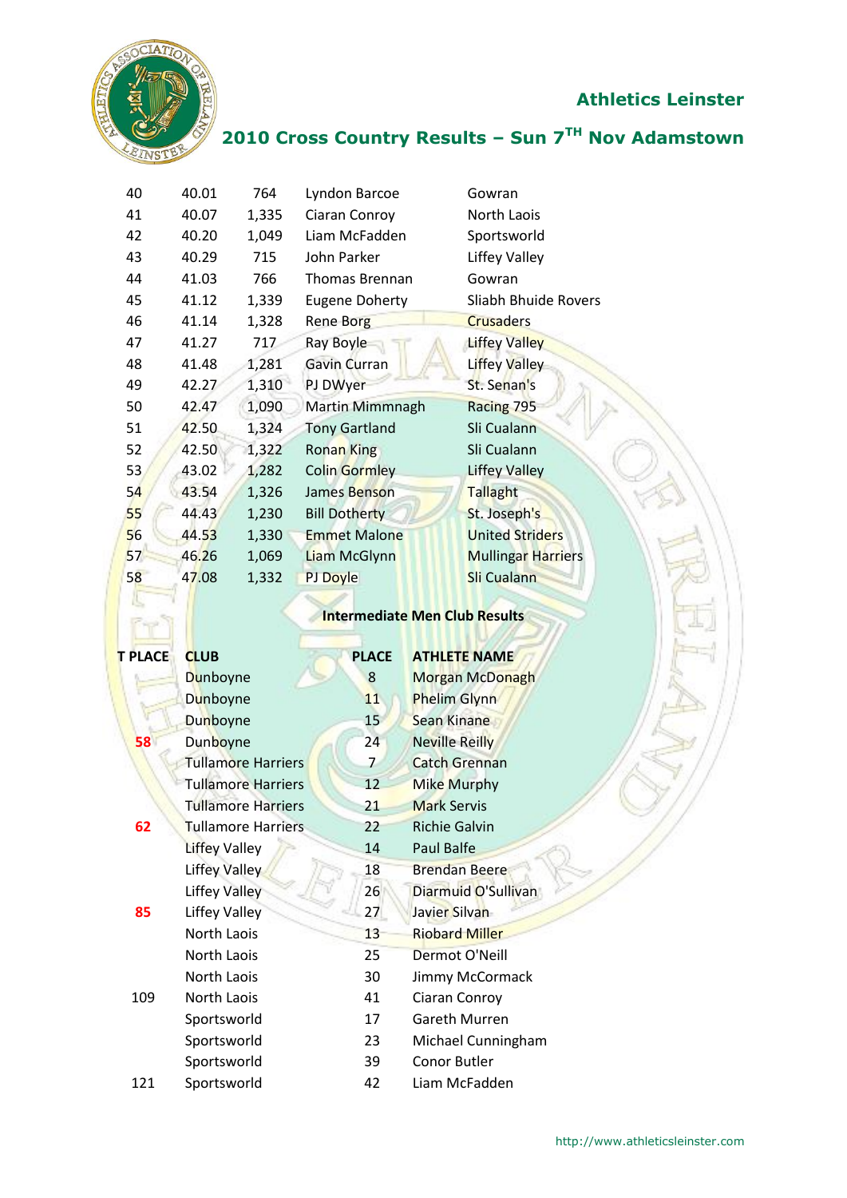| | | | | |
|---|---|---|---|---|
| 40 | 40.01 | 764 | Lyndon Barcoe | Gowran |
| 41 | 40.07 | 1,335 | Ciaran Conroy | North Laois |
| 42 | 40.20 | 1,049 | Liam McFadden | Sportsworld |
| 43 | 40.29 | 715 | John Parker | Liffey Valley |
| 44 | 41.03 | 766 | Thomas Brennan | Gowran |
| 45 | 41.12 | 1,339 | Eugene Doherty | Sliabh Bhuide Rovers |
| 46 | 41.14 | 1,328 | Rene Borg | Crusaders |
| 47 | 41.27 | 717 | Ray Boyle | Liffey Valley |
| 48 | 41.48 | 1,281 | Gavin Curran | Liffey Valley |
| 49 | 42.27 | 1,310 | PJ DWyer | St. Senan's |
| 50 | 42.47 | 1,090 | Martin Mimmnagh | Racing 795 |
| 51 | 42.50 | 1,324 | Tony Gartland | Sli Cualann |
| 52 | 42.50 | 1,322 | Ronan King | Sli Cualann |
| 53 | 43.02 | 1,282 | Colin Gormley | Liffey Valley |
| 54 | 43.54 | 1,326 | James Benson | Tallaght |
| 55 | 44.43 | 1,230 | Bill Dotherty | St. Joseph's |
| 56 | 44.53 | 1,330 | Emmet Malone | United Striders |
| 57 | 46.26 | 1,069 | Liam McGlynn | Mullingar Harriers |
| 58 | 47.08 | 1,332 | PJ Doyle | Sli Cualann |

**Intermediate Men Club Results**

| T PLACE | CLUB | PLACE | ATHLETE NAME |
|---|---|---|---|
| | Dunboyne | 8 | Morgan McDonagh |
| | Dunboyne | 11 | Phelim Glynn |
| | Dunboyne | 15 | Sean Kinane |
| 58 | Dunboyne | 24 | Neville Reilly |
| | Tullamore Harriers | 7 | Catch Grennan |
| | Tullamore Harriers | 12 | Mike Murphy |
| | Tullamore Harriers | 21 | Mark Servis |
| 62 | Tullamore Harriers | 22 | Richie Galvin |
| | Liffey Valley | 14 | Paul Balfe |
| | Liffey Valley | 18 | Brendan Beere |
| | Liffey Valley | 26 | Diarmuid O'Sullivan |
| 85 | Liffey Valley | 27 | Javier Silvan |
| | North Laois | 13 | Riobard Miller |
| | North Laois | 25 | Dermot O'Neill |
| | North Laois | 30 | Jimmy McCormack |
| 109 | North Laois | 41 | Ciaran Conroy |
| | Sportsworld | 17 | Gareth Murren |
| | Sportsworld | 23 | Michael Cunningham |
| | Sportsworld | 39 | Conor Butler |
| 121 | Sportsworld | 42 | Liam McFadden |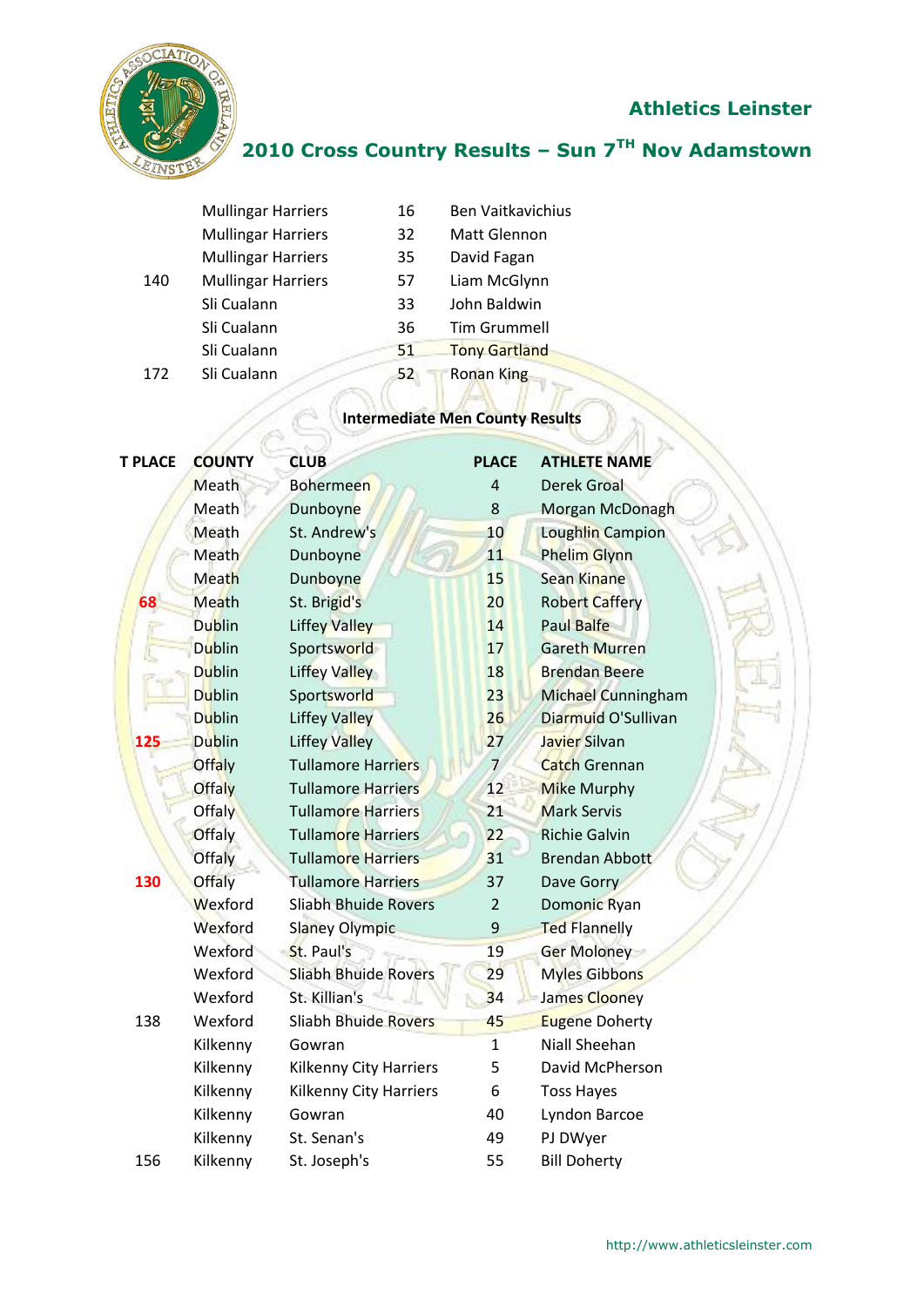## Athletics Leinster

## 2010 Cross Country Results – Sun 7TH Nov Adamstown

| | | | |
|---|---|---|---|
| | Mullingar Harriers | 16 | Ben Vaitkavichius |
| | Mullingar Harriers | 32 | Matt Glennon |
| | Mullingar Harriers | 35 | David Fagan |
| 140 | Mullingar Harriers | 57 | Liam McGlynn |
| | Sli Cualann | 33 | John Baldwin |
| | Sli Cualann | 36 | Tim Grummell |
| | Sli Cualann | 51 | Tony Gartland |
| 172 | Sli Cualann | 52 | Ronan King |

**Intermediate Men County Results**

| T PLACE | COUNTY | CLUB | PLACE | ATHLETE NAME |
|---|---|---|---|---|
| | Meath | Bohermeen | 4 | Derek Groal |
| | Meath | Dunboyne | 8 | Morgan McDonagh |
| | Meath | St. Andrew's | 10 | Loughlin Campion |
| | Meath | Dunboyne | 11 | Phelim Glynn |
| | Meath | Dunboyne | 15 | Sean Kinane |
| 68 | Meath | St. Brigid's | 20 | Robert Caffery |
| | Dublin | Liffey Valley | 14 | Paul Balfe |
| | Dublin | Sportsworld | 17 | Gareth Murren |
| | Dublin | Liffey Valley | 18 | Brendan Beere |
| | Dublin | Sportsworld | 23 | Michael Cunningham |
| | Dublin | Liffey Valley | 26 | Diarmuid O'Sullivan |
| 125 | Dublin | Liffey Valley | 27 | Javier Silvan |
| | Offaly | Tullamore Harriers | 7 | Catch Grennan |
| | Offaly | Tullamore Harriers | 12 | Mike Murphy |
| | Offaly | Tullamore Harriers | 21 | Mark Servis |
| | Offaly | Tullamore Harriers | 22 | Richie Galvin |
| | Offaly | Tullamore Harriers | 31 | Brendan Abbott |
| 130 | Offaly | Tullamore Harriers | 37 | Dave Gorry |
| | Wexford | Sliabh Bhuide Rovers | 2 | Domonic Ryan |
| | Wexford | Slaney Olympic | 9 | Ted Flannelly |
| | Wexford | St. Paul's | 19 | Ger Moloney |
| | Wexford | Sliabh Bhuide Rovers | 29 | Myles Gibbons |
| | Wexford | St. Killian's | 34 | James Clooney |
| 138 | Wexford | Sliabh Bhuide Rovers | 45 | Eugene Doherty |
| | Kilkenny | Gowran | 1 | Niall Sheehan |
| | Kilkenny | Kilkenny City Harriers | 5 | David McPherson |
| | Kilkenny | Kilkenny City Harriers | 6 | Toss Hayes |
| | Kilkenny | Gowran | 40 | Lyndon Barcoe |
| | Kilkenny | St. Senan's | 49 | PJ DWyer |
| 156 | Kilkenny | St. Joseph's | 55 | Bill Doherty |

http://www.athleticsleinster.com